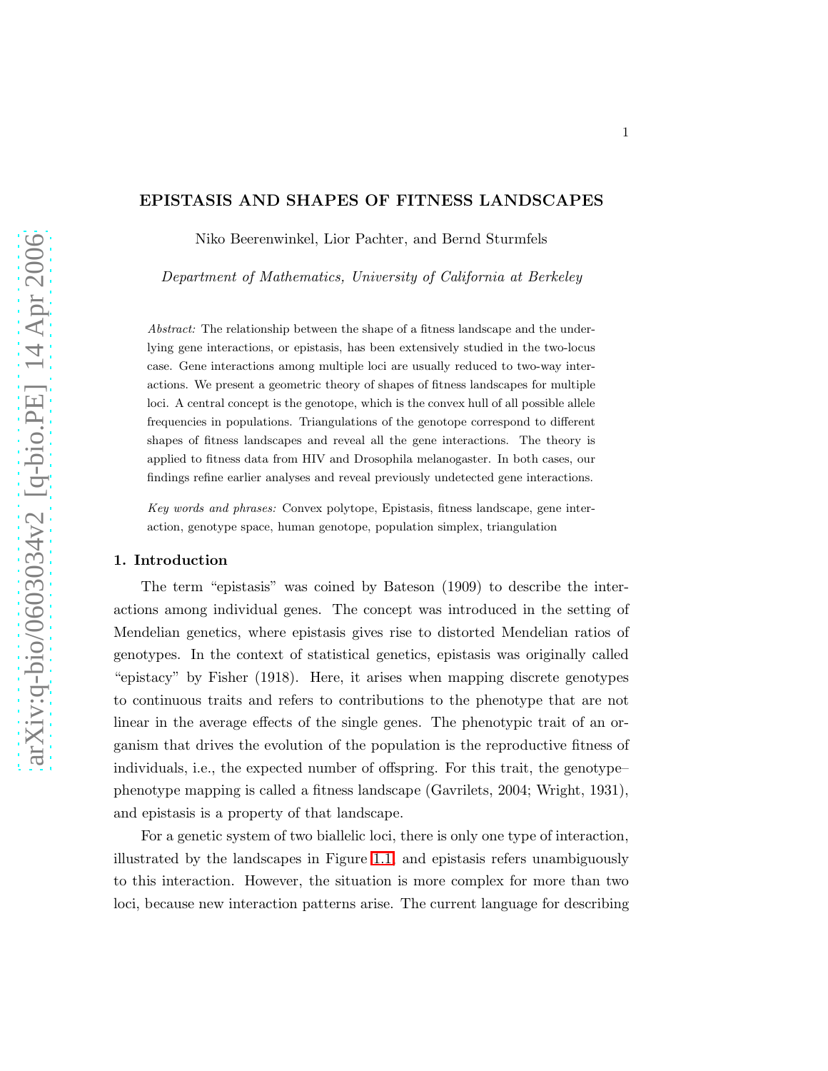# EPISTASIS AND SHAPES OF FITNESS LANDSCAPES

Niko Beerenwinkel, Lior Pachter, and Bernd Sturmfels

*Department of Mathematics, University of California at Berkeley*

*Abstract:* The relationship between the shape of a fitness landscape and the underlying gene interactions, or epistasis, has been extensively studied in the two-locus case. Gene interactions among multiple loci are usually reduced to two-way interactions. We present a geometric theory of shapes of fitness landscapes for multiple loci. A central concept is the genotope, which is the convex hull of all possible allele frequencies in populations. Triangulations of the genotope correspond to different shapes of fitness landscapes and reveal all the gene interactions. The theory is applied to fitness data from HIV and Drosophila melanogaster. In both cases, our findings refine earlier analyses and reveal previously undetected gene interactions.

*Key words and phrases:* Convex polytope, Epistasis, fitness landscape, gene interaction, genotype space, human genotope, population simplex, triangulation

## 1. Introduction

The term "epistasis" was coined by Bateson (1909) to describe the interactions among individual genes. The concept was introduced in the setting of Mendelian genetics, where epistasis gives rise to distorted Mendelian ratios of genotypes. In the context of statistical genetics, epistasis was originally called "epistacy" by Fisher (1918). Here, it arises when mapping discrete genotypes to continuous traits and refers to contributions to the phenotype that are not linear in the average effects of the single genes. The phenotypic trait of an organism that drives the evolution of the population is the reproductive fitness of individuals, i.e., the expected number of offspring. For this trait, the genotype–phenotype mapping is called a fitness landscape (Gavrilets, 2004; Wright, 1931), and epistasis is a property of that landscape.

For a genetic system of two biallelic loci, there is only one type of interaction, illustrated by the landscapes in Figure 1.1, and epistasis refers unambiguously to this interaction. However, the situation is more complex for more than two loci, because new interaction patterns arise. The current language for describing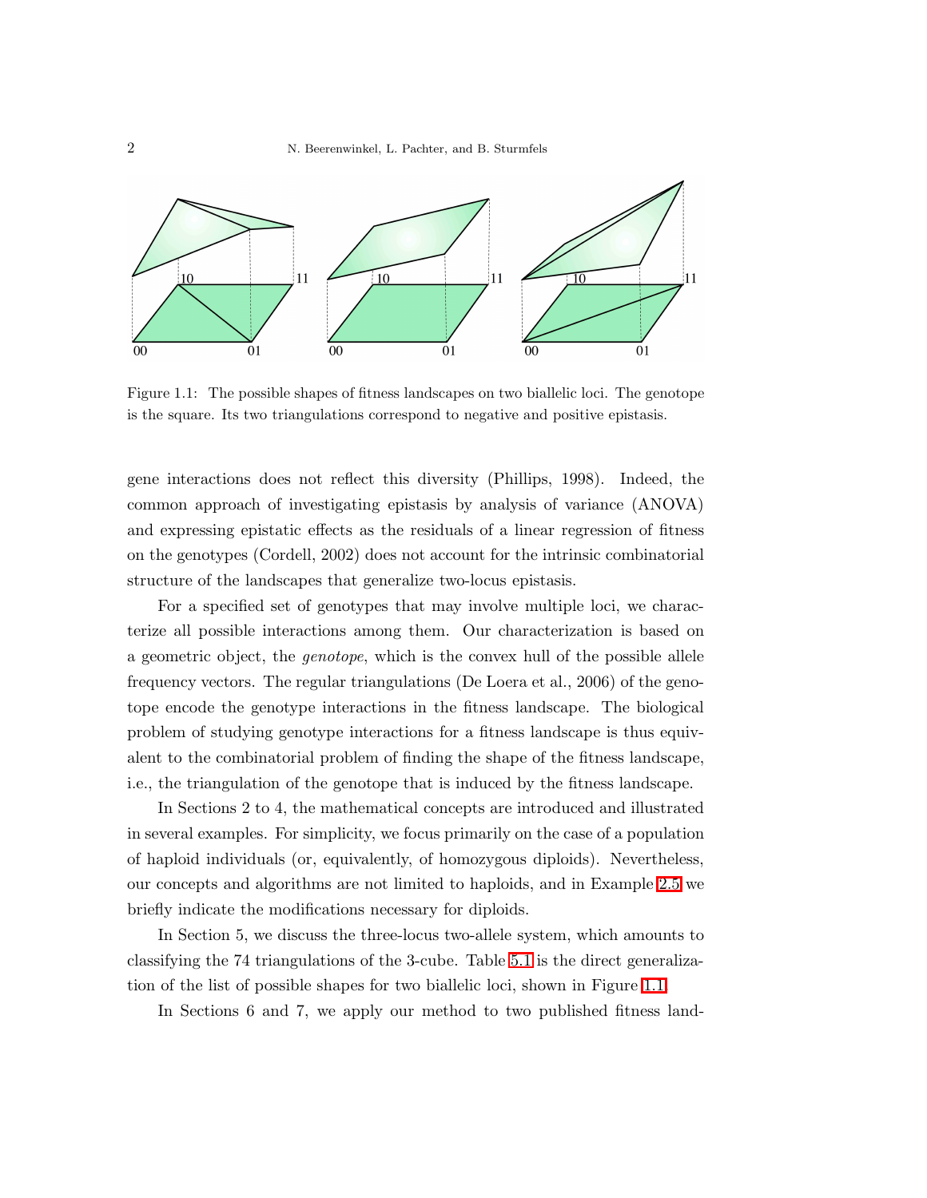Figure 1.1: The possible shapes of fitness landscapes on two biallelic loci. The genotope is the square. Its two triangulations correspond to negative and positive epistasis.

gene interactions does not reflect this diversity (Phillips, 1998). Indeed, the common approach of investigating epistasis by analysis of variance (ANOVA) and expressing epistatic effects as the residuals of a linear regression of fitness on the genotypes (Cordell, 2002) does not account for the intrinsic combinatorial structure of the landscapes that generalize two-locus epistasis.

For a specified set of genotypes that may involve multiple loci, we characterize all possible interactions among them. Our characterization is based on a geometric object, the *genotope*, which is the convex hull of the possible allele frequency vectors. The regular triangulations (De Loera et al., 2006) of the genotope encode the genotype interactions in the fitness landscape. The biological problem of studying genotype interactions for a fitness landscape is thus equivalent to the combinatorial problem of finding the shape of the fitness landscape, i.e., the triangulation of the genotope that is induced by the fitness landscape.

In Sections 2 to 4, the mathematical concepts are introduced and illustrated in several examples. For simplicity, we focus primarily on the case of a population of haploid individuals (or, equivalently, of homozygous diploids). Nevertheless, our concepts and algorithms are not limited to haploids, and in Example 2.5 we briefly indicate the modifications necessary for diploids.

In Section 5, we discuss the three-locus two-allele system, which amounts to classifying the 74 triangulations of the 3-cube. Table 5.1 is the direct generalization of the list of possible shapes for two biallelic loci, shown in Figure 1.1.

In Sections 6 and 7, we apply our method to two published fitness land-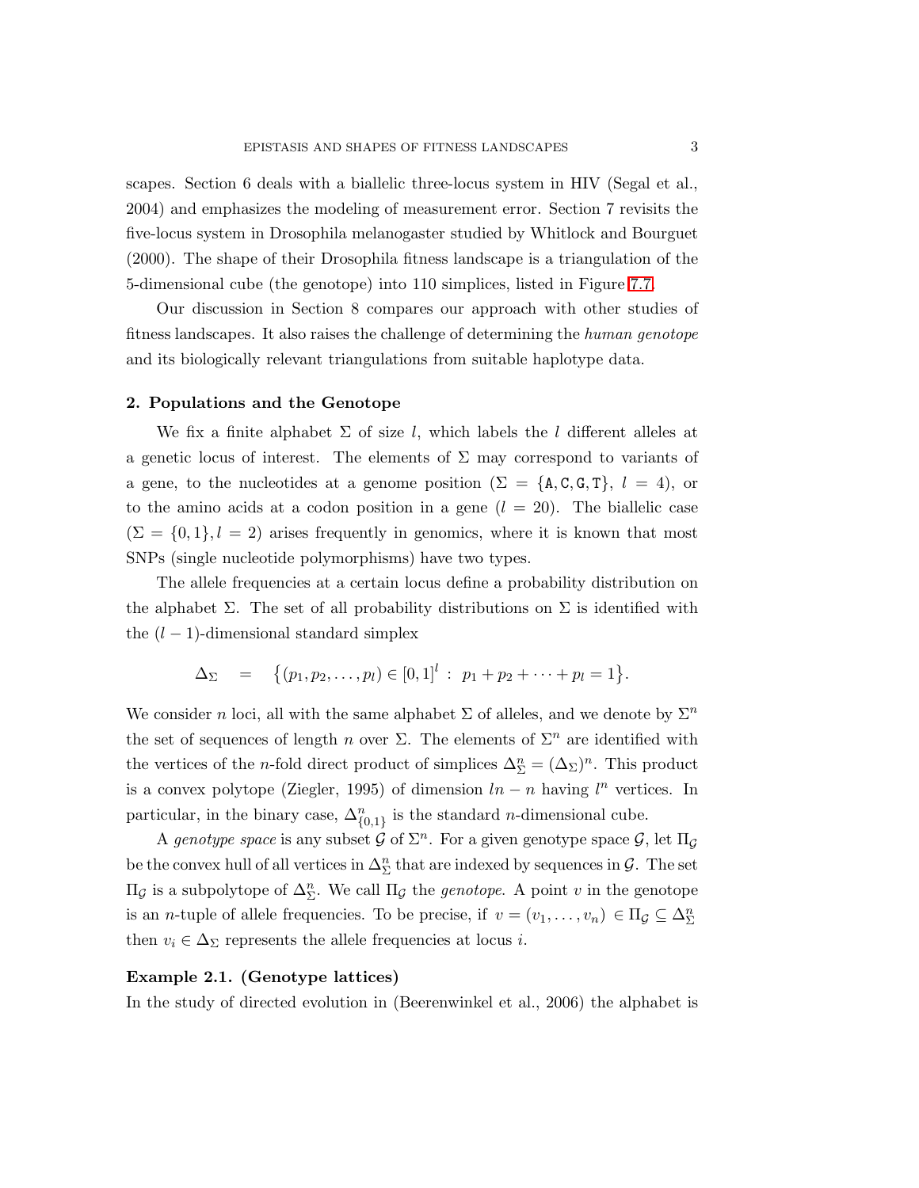scapes. Section 6 deals with a biallelic three-locus system in HIV (Segal et al., 2004) and emphasizes the modeling of measurement error. Section 7 revisits the five-locus system in Drosophila melanogaster studied by Whitlock and Bourguet (2000). The shape of their Drosophila fitness landscape is a triangulation of the 5-dimensional cube (the genotope) into 110 simplices, listed in Figure 7.7.

Our discussion in Section 8 compares our approach with other studies of fitness landscapes. It also raises the challenge of determining the *human genotope* and its biologically relevant triangulations from suitable haplotype data.

## 2. Populations and the Genotope

We fix a finite alphabet $\Sigma$ of size $l$, which labels the $l$ different alleles at a genetic locus of interest. The elements of $\Sigma$ may correspond to variants of a gene, to the nucleotides at a genome position ($\Sigma = \{\texttt{A}, \texttt{C}, \texttt{G}, \texttt{T}\}$, $l = 4$), or to the amino acids at a codon position in a gene ($l = 20$). The biallelic case ($\Sigma = \{0, 1\}, l = 2$) arises frequently in genomics, where it is known that most SNPs (single nucleotide polymorphisms) have two types.

The allele frequencies at a certain locus define a probability distribution on the alphabet $\Sigma$. The set of all probability distributions on $\Sigma$ is identified with the $(l-1)$-dimensional standard simplex

$$\Delta_\Sigma \quad = \quad \big\{(p_1, p_2, \dots, p_l) \in [0,1]^l \, : \, p_1 + p_2 + \dots + p_l = 1\big\}.$$

We consider $n$ loci, all with the same alphabet $\Sigma$ of alleles, and we denote by $\Sigma^n$ the set of sequences of length $n$ over $\Sigma$. The elements of $\Sigma^n$ are identified with the vertices of the $n$-fold direct product of simplices $\Delta_\Sigma^n = (\Delta_\Sigma)^n$. This product is a convex polytope (Ziegler, 1995) of dimension $ln - n$ having $l^n$ vertices. In particular, in the binary case, $\Delta_{\{0,1\}}^n$ is the standard $n$-dimensional cube.

A *genotype space* is any subset $\mathcal{G}$ of $\Sigma^n$. For a given genotype space $\mathcal{G}$, let $\Pi_\mathcal{G}$ be the convex hull of all vertices in $\Delta_\Sigma^n$ that are indexed by sequences in $\mathcal{G}$. The set $\Pi_\mathcal{G}$ is a subpolytope of $\Delta_\Sigma^n$. We call $\Pi_\mathcal{G}$ the *genotope*. A point $v$ in the genotope is an $n$-tuple of allele frequencies. To be precise, if $v = (v_1, \dots, v_n) \in \Pi_\mathcal{G} \subseteq \Delta_\Sigma^n$ then $v_i \in \Delta_\Sigma$ represents the allele frequencies at locus $i$.

**Example 2.1. (Genotype lattices)**

In the study of directed evolution in (Beerenwinkel et al., 2006) the alphabet is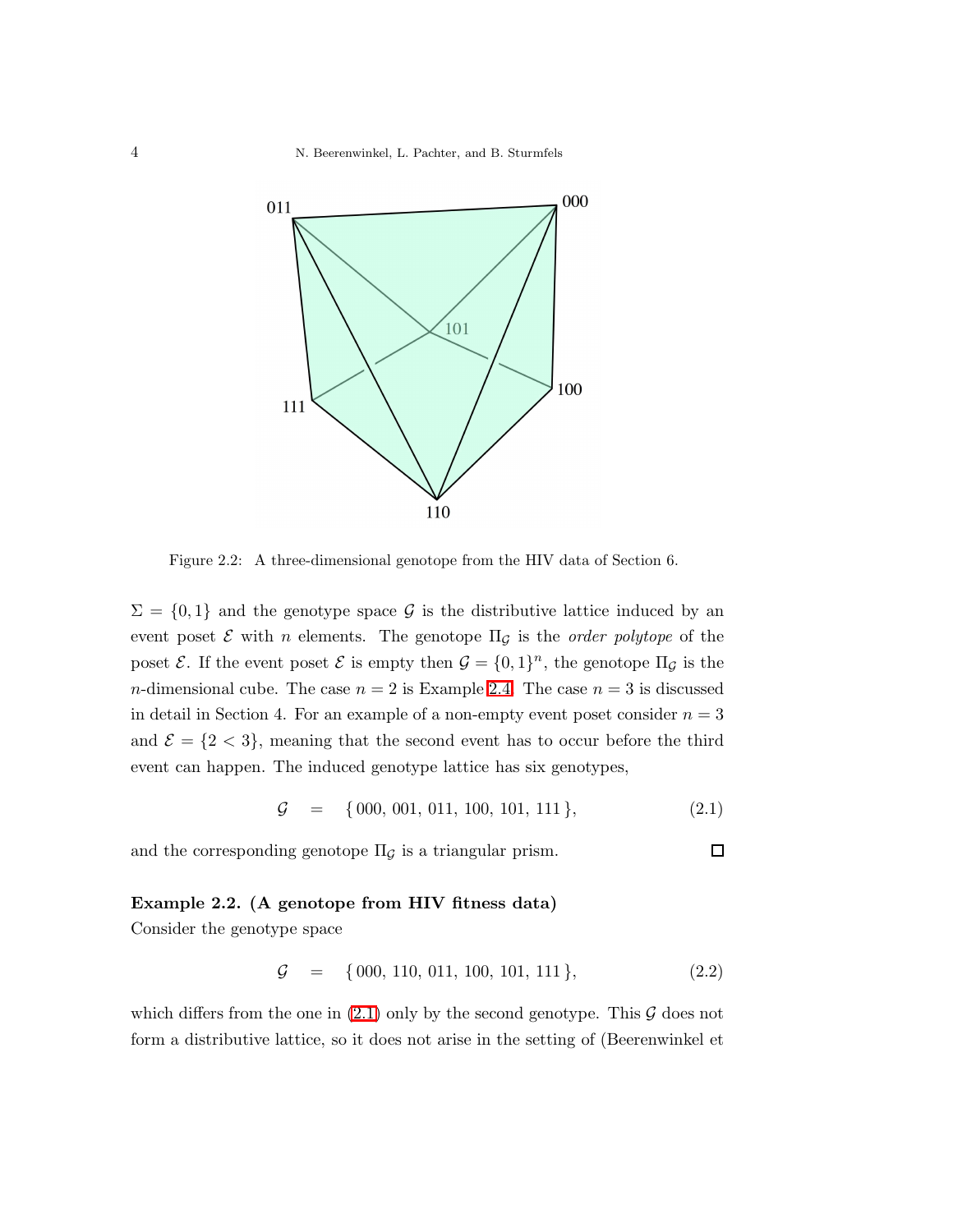Figure 2.2: A three-dimensional genotope from the HIV data of Section 6.

$\Sigma = \{0, 1\}$ and the genotype space $\mathcal{G}$ is the distributive lattice induced by an event poset $\mathcal{E}$ with $n$ elements. The genotope $\Pi_\mathcal{G}$ is the *order polytope* of the poset $\mathcal{E}$. If the event poset $\mathcal{E}$ is empty then $\mathcal{G} = \{0, 1\}^n$, the genotope $\Pi_\mathcal{G}$ is the $n$-dimensional cube. The case $n = 2$ is Example 2.4. The case $n = 3$ is discussed in detail in Section 4. For an example of a non-empty event poset consider $n = 3$ and $\mathcal{E} = \{2 < 3\}$, meaning that the second event has to occur before the third event can happen. The induced genotype lattice has six genotypes,

$$\mathcal{G} \quad = \quad \{\, 000,\, 001,\, 011,\, 100,\, 101,\, 111 \,\}, \tag{2.1}$$

and the corresponding genotope $\Pi_\mathcal{G}$ is a triangular prism. □

**Example 2.2. (A genotope from HIV fitness data)**
Consider the genotype space

$$\mathcal{G} \quad = \quad \{\, 000,\, 110,\, 011,\, 100,\, 101,\, 111 \,\}, \tag{2.2}$$

which differs from the one in (2.1) only by the second genotype. This $\mathcal{G}$ does not form a distributive lattice, so it does not arise in the setting of (Beerenwinkel et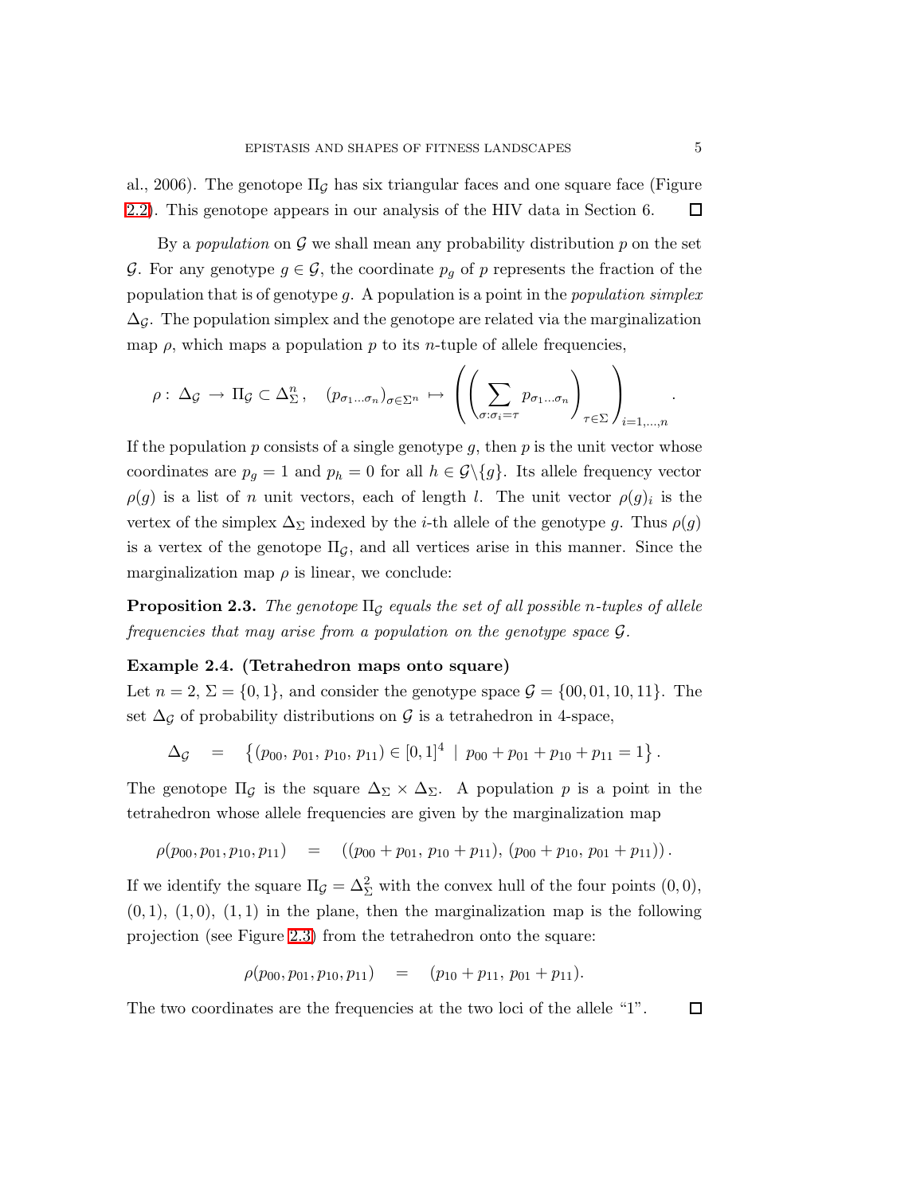al., 2006). The genotope $\Pi_{\mathcal{G}}$ has six triangular faces and one square face (Figure 2.2). This genotope appears in our analysis of the HIV data in Section 6. □

By a *population* on $\mathcal{G}$ we shall mean any probability distribution $p$ on the set $\mathcal{G}$. For any genotype $g \in \mathcal{G}$, the coordinate $p_g$ of $p$ represents the fraction of the population that is of genotype $g$. A population is a point in the *population simplex* $\Delta_{\mathcal{G}}$. The population simplex and the genotope are related via the marginalization map $\rho$, which maps a population $p$ to its $n$-tuple of allele frequencies,

$$\rho : \Delta_{\mathcal{G}} \rightarrow \Pi_{\mathcal{G}} \subset \Delta_{\Sigma}^{n}, \quad (p_{\sigma_1 \ldots \sigma_n})_{\sigma \in \Sigma^n} \mapsto \left( \left( \sum_{\sigma : \sigma_i = \tau} p_{\sigma_1 \ldots \sigma_n} \right)_{\tau \in \Sigma} \right)_{i=1,\ldots,n}.$$

If the population $p$ consists of a single genotype $g$, then $p$ is the unit vector whose coordinates are $p_g = 1$ and $p_h = 0$ for all $h \in \mathcal{G} \backslash \{g\}$. Its allele frequency vector $\rho(g)$ is a list of $n$ unit vectors, each of length $l$. The unit vector $\rho(g)_i$ is the vertex of the simplex $\Delta_{\Sigma}$ indexed by the $i$-th allele of the genotype $g$. Thus $\rho(g)$ is a vertex of the genotope $\Pi_{\mathcal{G}}$, and all vertices arise in this manner. Since the marginalization map $\rho$ is linear, we conclude:

**Proposition 2.3.** *The genotope $\Pi_{\mathcal{G}}$ equals the set of all possible $n$-tuples of allele frequencies that may arise from a population on the genotype space $\mathcal{G}$.*

**Example 2.4. (Tetrahedron maps onto square)**
Let $n = 2$, $\Sigma = \{0, 1\}$, and consider the genotype space $\mathcal{G} = \{00, 01, 10, 11\}$. The set $\Delta_{\mathcal{G}}$ of probability distributions on $\mathcal{G}$ is a tetrahedron in 4-space,

$$\Delta_{\mathcal{G}} \quad = \quad \left\{ (p_{00},\, p_{01},\, p_{10},\, p_{11}) \in [0,1]^4 \;\middle|\; p_{00} + p_{01} + p_{10} + p_{11} = 1 \right\}.$$

The genotope $\Pi_{\mathcal{G}}$ is the square $\Delta_{\Sigma} \times \Delta_{\Sigma}$. A population $p$ is a point in the tetrahedron whose allele frequencies are given by the marginalization map

$$\rho(p_{00}, p_{01}, p_{10}, p_{11}) \quad = \quad ((p_{00} + p_{01},\, p_{10} + p_{11}),\, (p_{00} + p_{10},\, p_{01} + p_{11})).$$

If we identify the square $\Pi_{\mathcal{G}} = \Delta_{\Sigma}^{2}$ with the convex hull of the four points $(0, 0)$, $(0, 1)$, $(1, 0)$, $(1, 1)$ in the plane, then the marginalization map is the following projection (see Figure 2.3) from the tetrahedron onto the square:

$$\rho(p_{00}, p_{01}, p_{10}, p_{11}) \quad = \quad (p_{10} + p_{11},\, p_{01} + p_{11}).$$

The two coordinates are the frequencies at the two loci of the allele "1". □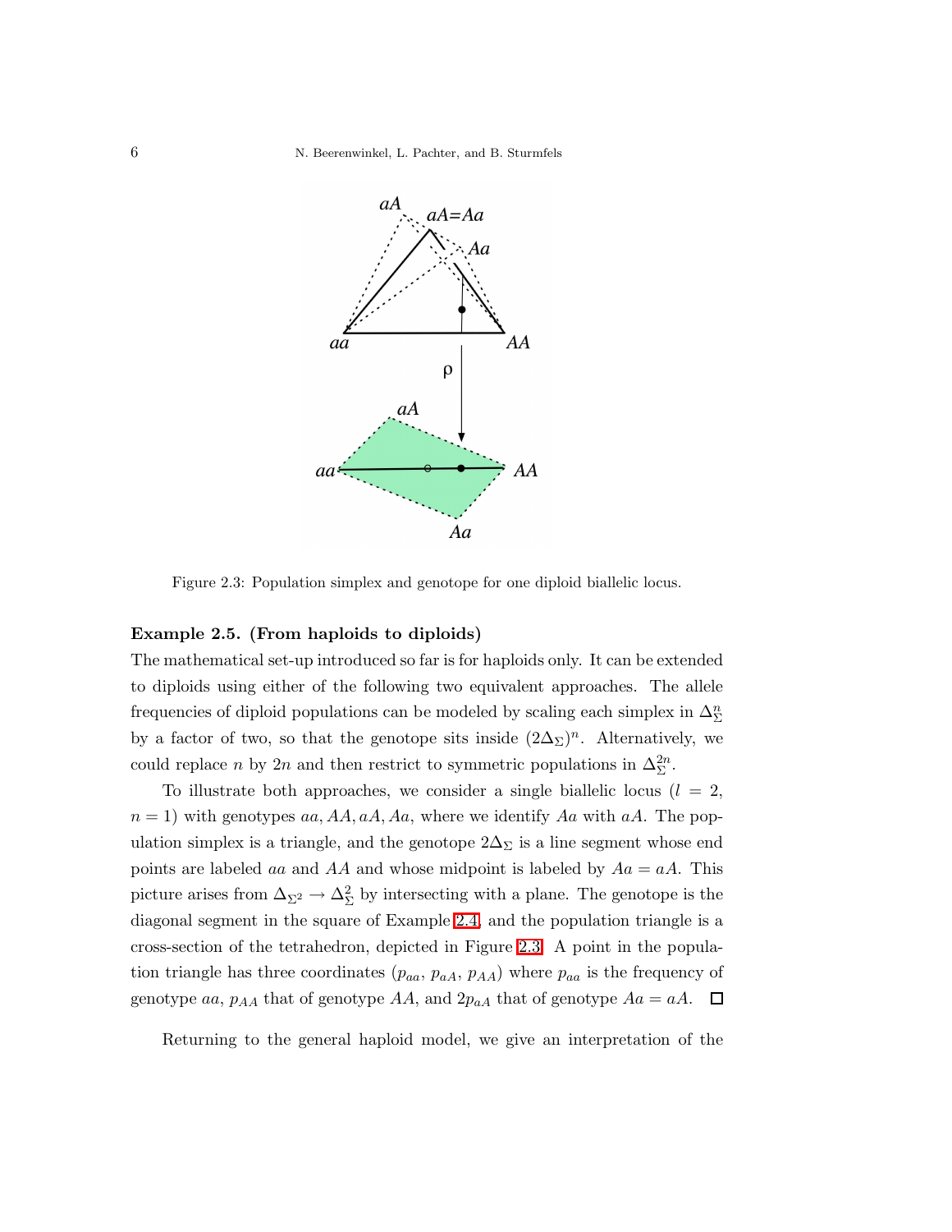Figure 2.3: Population simplex and genotope for one diploid biallelic locus.

**Example 2.5. (From haploids to diploids)**
The mathematical set-up introduced so far is for haploids only. It can be extended to diploids using either of the following two equivalent approaches. The allele frequencies of diploid populations can be modeled by scaling each simplex in $\Delta_\Sigma^n$ by a factor of two, so that the genotope sits inside $(2\Delta_\Sigma)^n$. Alternatively, we could replace $n$ by $2n$ and then restrict to symmetric populations in $\Delta_\Sigma^{2n}$.

To illustrate both approaches, we consider a single biallelic locus ($l = 2$, $n = 1$) with genotypes $aa, AA, aA, Aa$, where we identify $Aa$ with $aA$. The population simplex is a triangle, and the genotope $2\Delta_\Sigma$ is a line segment whose end points are labeled $aa$ and $AA$ and whose midpoint is labeled by $Aa = aA$. This picture arises from $\Delta_{\Sigma^2} \to \Delta_\Sigma^2$ by intersecting with a plane. The genotope is the diagonal segment in the square of Example 2.4, and the population triangle is a cross-section of the tetrahedron, depicted in Figure 2.3. A point in the population triangle has three coordinates $(p_{aa}, p_{aA}, p_{AA})$ where $p_{aa}$ is the frequency of genotype $aa$, $p_{AA}$ that of genotype $AA$, and $2p_{aA}$ that of genotype $Aa = aA$. □

Returning to the general haploid model, we give an interpretation of the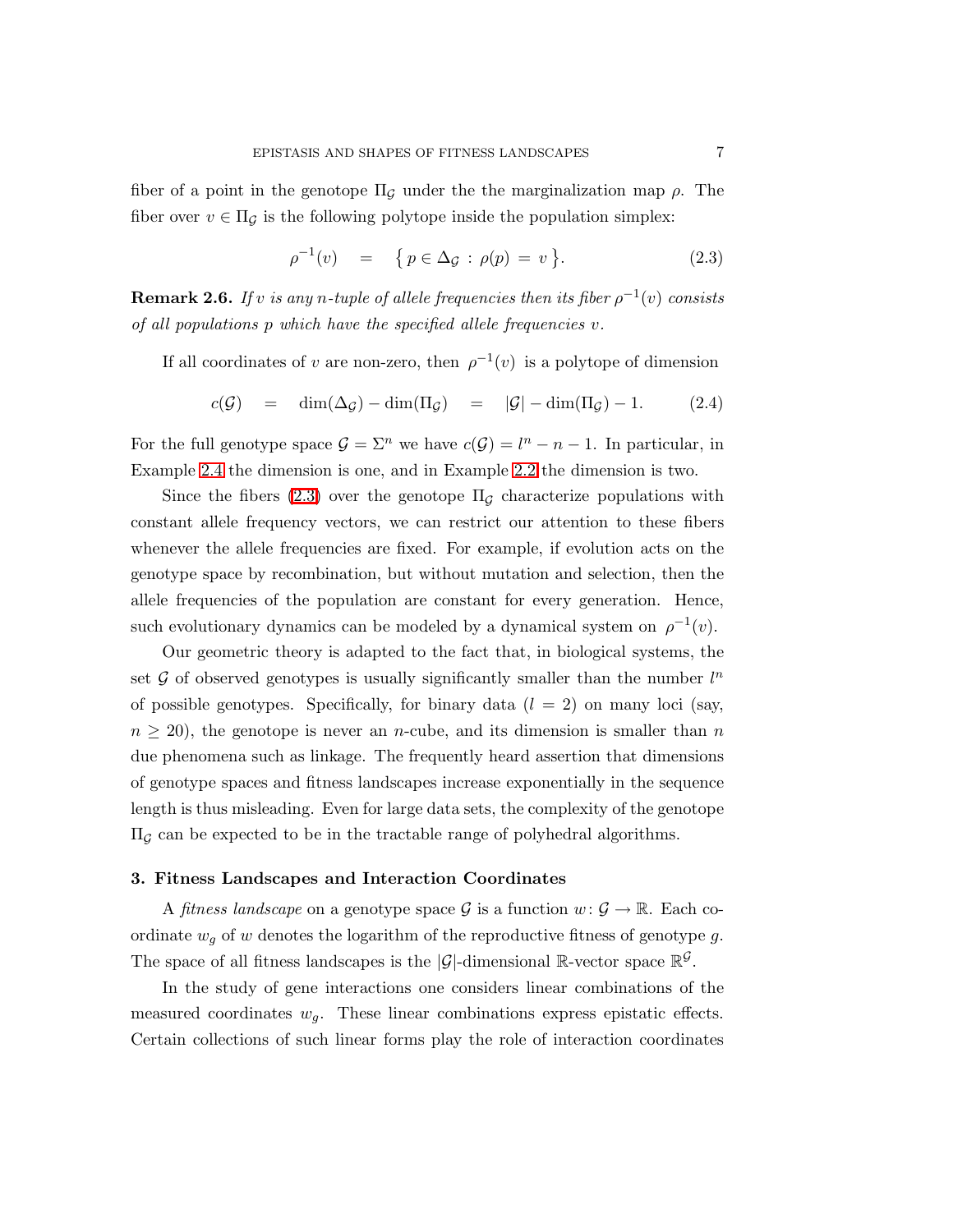fiber of a point in the genotope $\Pi_{\mathcal{G}}$ under the the marginalization map $\rho$. The fiber over $v \in \Pi_{\mathcal{G}}$ is the following polytope inside the population simplex:

$$\rho^{-1}(v) \quad = \quad \{\, p \in \Delta_{\mathcal{G}} \,:\, \rho(p) \,=\, v \,\}. \tag{2.3}$$

**Remark 2.6.** *If $v$ is any $n$-tuple of allele frequencies then its fiber $\rho^{-1}(v)$ consists of all populations $p$ which have the specified allele frequencies $v$.*

If all coordinates of $v$ are non-zero, then $\rho^{-1}(v)$ is a polytope of dimension

$$c(\mathcal{G}) \quad = \quad \dim(\Delta_{\mathcal{G}}) - \dim(\Pi_{\mathcal{G}}) \quad = \quad |\mathcal{G}| - \dim(\Pi_{\mathcal{G}}) - 1. \tag{2.4}$$

For the full genotype space $\mathcal{G} = \Sigma^n$ we have $c(\mathcal{G}) = l^n - n - 1$. In particular, in Example 2.4 the dimension is one, and in Example 2.2 the dimension is two.

Since the fibers (2.3) over the genotope $\Pi_{\mathcal{G}}$ characterize populations with constant allele frequency vectors, we can restrict our attention to these fibers whenever the allele frequencies are fixed. For example, if evolution acts on the genotype space by recombination, but without mutation and selection, then the allele frequencies of the population are constant for every generation. Hence, such evolutionary dynamics can be modeled by a dynamical system on $\rho^{-1}(v)$.

Our geometric theory is adapted to the fact that, in biological systems, the set $\mathcal{G}$ of observed genotypes is usually significantly smaller than the number $l^n$ of possible genotypes. Specifically, for binary data ($l = 2$) on many loci (say, $n \geq 20$), the genotope is never an $n$-cube, and its dimension is smaller than $n$ due phenomena such as linkage. The frequently heard assertion that dimensions of genotype spaces and fitness landscapes increase exponentially in the sequence length is thus misleading. Even for large data sets, the complexity of the genotope $\Pi_{\mathcal{G}}$ can be expected to be in the tractable range of polyhedral algorithms.

## 3. Fitness Landscapes and Interaction Coordinates

A *fitness landscape* on a genotype space $\mathcal{G}$ is a function $w\colon \mathcal{G} \to \mathbb{R}$. Each coordinate $w_g$ of $w$ denotes the logarithm of the reproductive fitness of genotype $g$. The space of all fitness landscapes is the $|\mathcal{G}|$-dimensional $\mathbb{R}$-vector space $\mathbb{R}^{\mathcal{G}}$.

In the study of gene interactions one considers linear combinations of the measured coordinates $w_g$. These linear combinations express epistatic effects. Certain collections of such linear forms play the role of interaction coordinates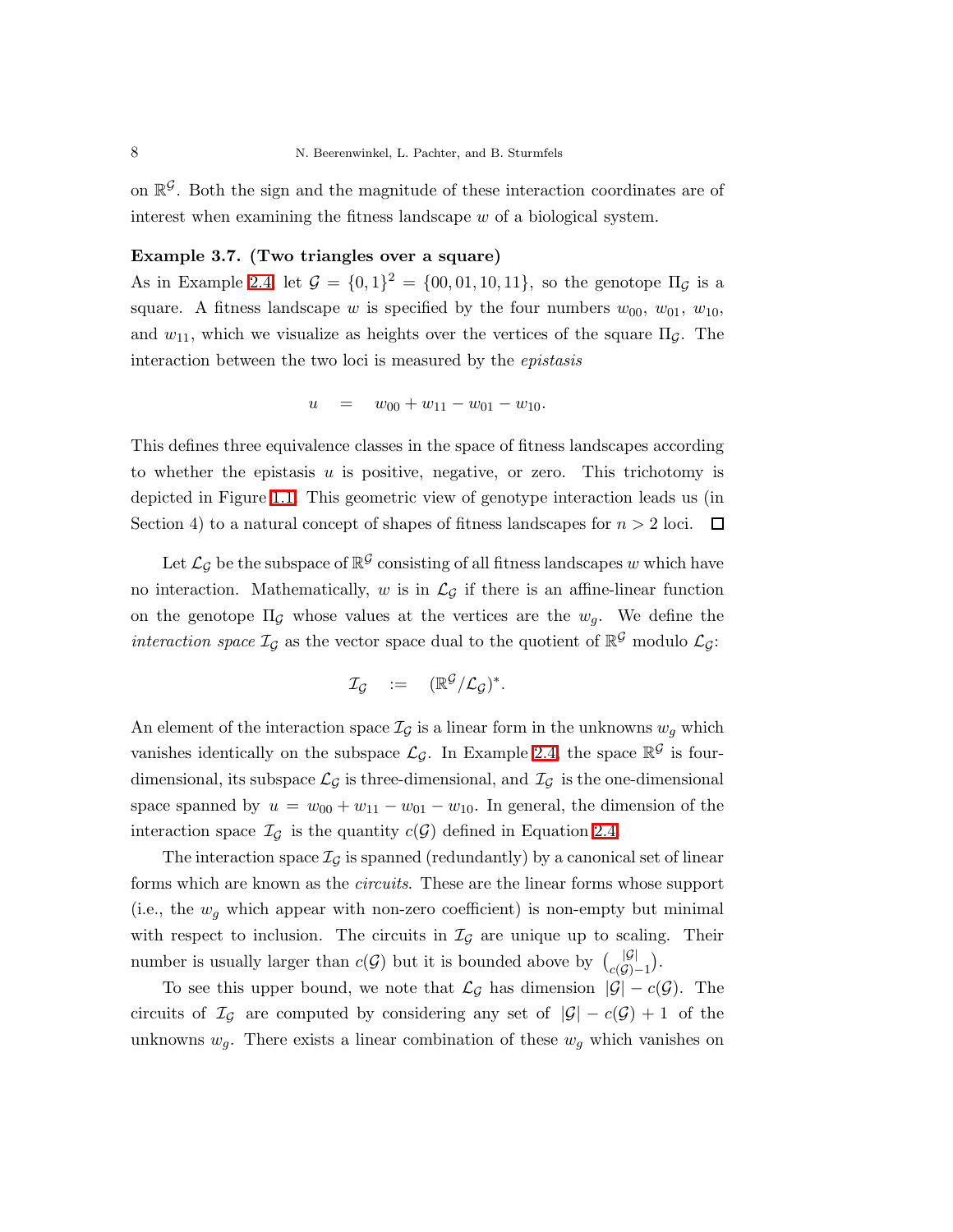on $\mathbb{R}^{\mathcal{G}}$. Both the sign and the magnitude of these interaction coordinates are of interest when examining the fitness landscape $w$ of a biological system.

**Example 3.7. (Two triangles over a square)**
As in Example 2.4 let $\mathcal{G} = \{0,1\}^2 = \{00, 01, 10, 11\}$, so the genotope $\Pi_{\mathcal{G}}$ is a square. A fitness landscape $w$ is specified by the four numbers $w_{00}$, $w_{01}$, $w_{10}$, and $w_{11}$, which we visualize as heights over the vertices of the square $\Pi_{\mathcal{G}}$. The interaction between the two loci is measured by the *epistasis*

$$u \quad = \quad w_{00} + w_{11} - w_{01} - w_{10}.$$

This defines three equivalence classes in the space of fitness landscapes according to whether the epistasis $u$ is positive, negative, or zero. This trichotomy is depicted in Figure 1.1. This geometric view of genotype interaction leads us (in Section 4) to a natural concept of shapes of fitness landscapes for $n > 2$ loci. □

Let $\mathcal{L}_{\mathcal{G}}$ be the subspace of $\mathbb{R}^{\mathcal{G}}$ consisting of all fitness landscapes $w$ which have no interaction. Mathematically, $w$ is in $\mathcal{L}_{\mathcal{G}}$ if there is an affine-linear function on the genotope $\Pi_{\mathcal{G}}$ whose values at the vertices are the $w_g$. We define the *interaction space* $\mathcal{I}_{\mathcal{G}}$ as the vector space dual to the quotient of $\mathbb{R}^{\mathcal{G}}$ modulo $\mathcal{L}_{\mathcal{G}}$:

$$\mathcal{I}_{\mathcal{G}} \quad := \quad (\mathbb{R}^{\mathcal{G}}/\mathcal{L}_{\mathcal{G}})^*.$$

An element of the interaction space $\mathcal{I}_{\mathcal{G}}$ is a linear form in the unknowns $w_g$ which vanishes identically on the subspace $\mathcal{L}_{\mathcal{G}}$. In Example 2.4, the space $\mathbb{R}^{\mathcal{G}}$ is four-dimensional, its subspace $\mathcal{L}_{\mathcal{G}}$ is three-dimensional, and $\mathcal{I}_{\mathcal{G}}$ is the one-dimensional space spanned by $u = w_{00} + w_{11} - w_{01} - w_{10}$. In general, the dimension of the interaction space $\mathcal{I}_{\mathcal{G}}$ is the quantity $c(\mathcal{G})$ defined in Equation 2.4.

The interaction space $\mathcal{I}_{\mathcal{G}}$ is spanned (redundantly) by a canonical set of linear forms which are known as the *circuits*. These are the linear forms whose support (i.e., the $w_g$ which appear with non-zero coefficient) is non-empty but minimal with respect to inclusion. The circuits in $\mathcal{I}_{\mathcal{G}}$ are unique up to scaling. Their number is usually larger than $c(\mathcal{G})$ but it is bounded above by $\binom{|\mathcal{G}|}{c(\mathcal{G})-1}$.

To see this upper bound, we note that $\mathcal{L}_{\mathcal{G}}$ has dimension $|\mathcal{G}| - c(\mathcal{G})$. The circuits of $\mathcal{I}_{\mathcal{G}}$ are computed by considering any set of $|\mathcal{G}| - c(\mathcal{G}) + 1$ of the unknowns $w_g$. There exists a linear combination of these $w_g$ which vanishes on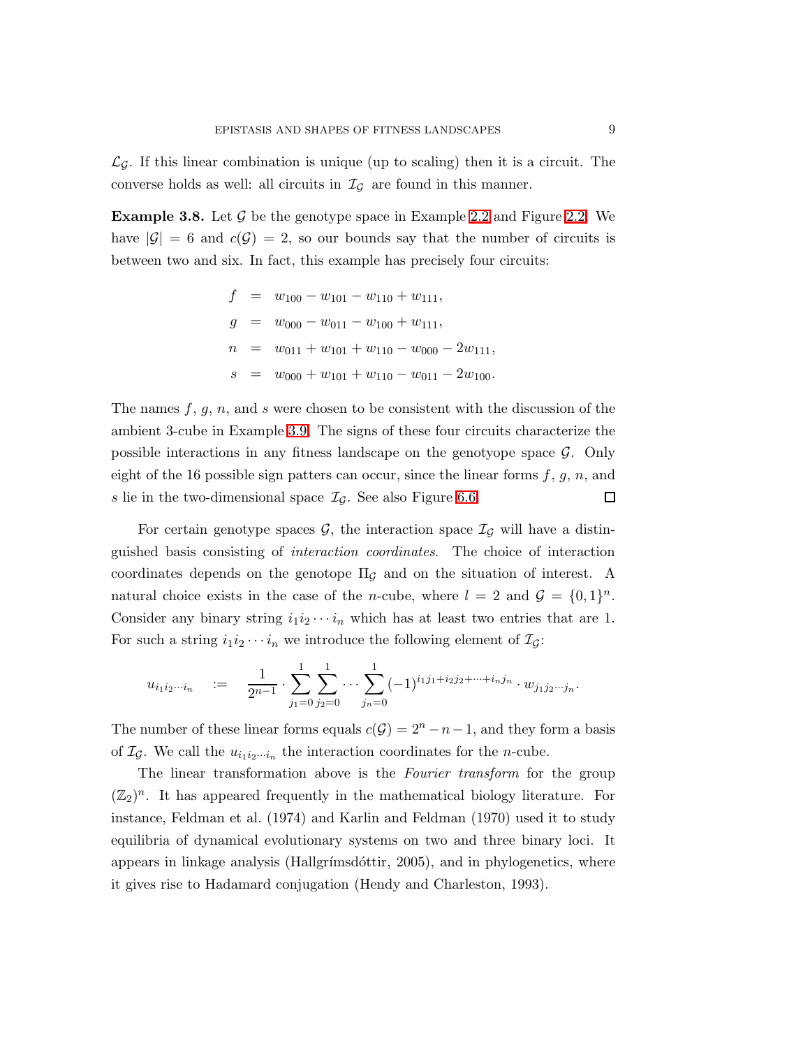$\mathcal{L}_\mathcal{G}$. If this linear combination is unique (up to scaling) then it is a circuit. The converse holds as well: all circuits in $\mathcal{I}_\mathcal{G}$ are found in this manner.

**Example 3.8.** Let $\mathcal{G}$ be the genotype space in Example 2.2 and Figure 2.2. We have $|\mathcal{G}| = 6$ and $c(\mathcal{G}) = 2$, so our bounds say that the number of circuits is between two and six. In fact, this example has precisely four circuits:

$$
\begin{aligned}
f &= w_{100} - w_{101} - w_{110} + w_{111}, \\
g &= w_{000} - w_{011} - w_{100} + w_{111}, \\
n &= w_{011} + w_{101} + w_{110} - w_{000} - 2w_{111}, \\
s &= w_{000} + w_{101} + w_{110} - w_{011} - 2w_{100}.
\end{aligned}
$$

The names $f$, $g$, $n$, and $s$ were chosen to be consistent with the discussion of the ambient 3-cube in Example 3.9. The signs of these four circuits characterize the possible interactions in any fitness landscape on the genotyope space $\mathcal{G}$. Only eight of the 16 possible sign patters can occur, since the linear forms $f$, $g$, $n$, and $s$ lie in the two-dimensional space $\mathcal{I}_\mathcal{G}$. See also Figure 6.6. □

For certain genotype spaces $\mathcal{G}$, the interaction space $\mathcal{I}_\mathcal{G}$ will have a distinguished basis consisting of *interaction coordinates*. The choice of interaction coordinates depends on the genotope $\Pi_\mathcal{G}$ and on the situation of interest. A natural choice exists in the case of the $n$-cube, where $l = 2$ and $\mathcal{G} = \{0,1\}^n$. Consider any binary string $i_1 i_2 \cdots i_n$ which has at least two entries that are 1. For such a string $i_1 i_2 \cdots i_n$ we introduce the following element of $\mathcal{I}_\mathcal{G}$:

$$
u_{i_1 i_2 \cdots i_n} \quad := \quad \frac{1}{2^{n-1}} \cdot \sum_{j_1=0}^{1} \sum_{j_2=0}^{1} \cdots \sum_{j_n=0}^{1} (-1)^{i_1 j_1 + i_2 j_2 + \cdots + i_n j_n} \cdot w_{j_1 j_2 \cdots j_n}.
$$

The number of these linear forms equals $c(\mathcal{G}) = 2^n - n - 1$, and they form a basis of $\mathcal{I}_\mathcal{G}$. We call the $u_{i_1 i_2 \cdots i_n}$ the interaction coordinates for the $n$-cube.

The linear transformation above is the *Fourier transform* for the group $(\mathbb{Z}_2)^n$. It has appeared frequently in the mathematical biology literature. For instance, Feldman et al. (1974) and Karlin and Feldman (1970) used it to study equilibria of dynamical evolutionary systems on two and three binary loci. It appears in linkage analysis (Hallgrímsdóttir, 2005), and in phylogenetics, where it gives rise to Hadamard conjugation (Hendy and Charleston, 1993).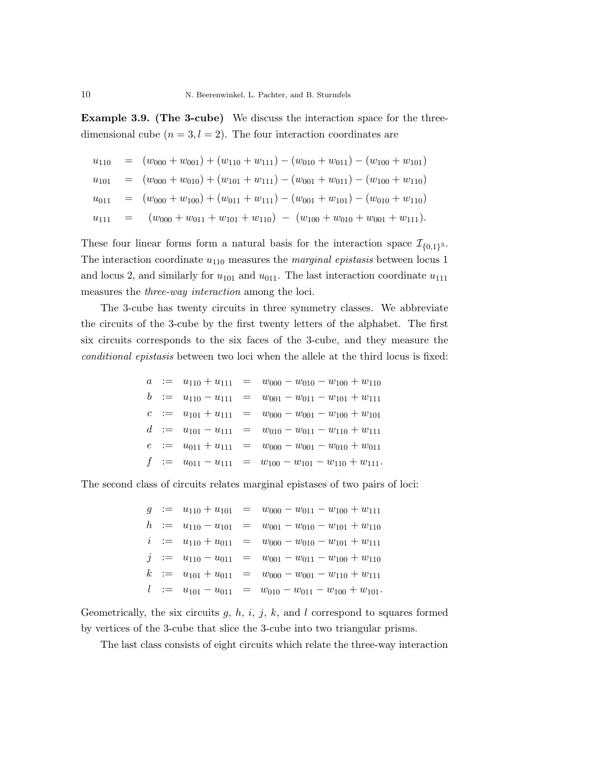**Example 3.9. (The 3-cube)** We discuss the interaction space for the three-dimensional cube ($n = 3, l = 2$). The four interaction coordinates are

$$
\begin{aligned}
u_{110} &= (w_{000} + w_{001}) + (w_{110} + w_{111}) - (w_{010} + w_{011}) - (w_{100} + w_{101}) \\
u_{101} &= (w_{000} + w_{010}) + (w_{101} + w_{111}) - (w_{001} + w_{011}) - (w_{100} + w_{110}) \\
u_{011} &= (w_{000} + w_{100}) + (w_{011} + w_{111}) - (w_{001} + w_{101}) - (w_{010} + w_{110}) \\
u_{111} &= \ (w_{000} + w_{011} + w_{101} + w_{110}) \ - \ (w_{100} + w_{010} + w_{001} + w_{111}).
\end{aligned}
$$

These four linear forms form a natural basis for the interaction space $\mathcal{I}_{\{0,1\}^3}$. The interaction coordinate $u_{110}$ measures the *marginal epistasis* between locus 1 and locus 2, and similarly for $u_{101}$ and $u_{011}$. The last interaction coordinate $u_{111}$ measures the *three-way interaction* among the loci.

The 3-cube has twenty circuits in three symmetry classes. We abbreviate the circuits of the 3-cube by the first twenty letters of the alphabet. The first six circuits corresponds to the six faces of the 3-cube, and they measure the *conditional epistasis* between two loci when the allele at the third locus is fixed:

$$
\begin{aligned}
a &:= u_{110} + u_{111} = w_{000} - w_{010} - w_{100} + w_{110} \\
b &:= u_{110} - u_{111} = w_{001} - w_{011} - w_{101} + w_{111} \\
c &:= u_{101} + u_{111} = w_{000} - w_{001} - w_{100} + w_{101} \\
d &:= u_{101} - u_{111} = w_{010} - w_{011} - w_{110} + w_{111} \\
e &:= u_{011} + u_{111} = w_{000} - w_{001} - w_{010} + w_{011} \\
f &:= u_{011} - u_{111} = w_{100} - w_{101} - w_{110} + w_{111}.
\end{aligned}
$$

The second class of circuits relates marginal epistases of two pairs of loci:

$$
\begin{aligned}
g &:= u_{110} + u_{101} = w_{000} - w_{011} - w_{100} + w_{111} \\
h &:= u_{110} - u_{101} = w_{001} - w_{010} - w_{101} + w_{110} \\
i &:= u_{110} + u_{011} = w_{000} - w_{010} - w_{101} + w_{111} \\
j &:= u_{110} - u_{011} = w_{001} - w_{011} - w_{100} + w_{110} \\
k &:= u_{101} + u_{011} = w_{000} - w_{001} - w_{110} + w_{111} \\
l &:= u_{101} - u_{011} = w_{010} - w_{011} - w_{100} + w_{101}.
\end{aligned}
$$

Geometrically, the six circuits $g$, $h$, $i$, $j$, $k$, and $l$ correspond to squares formed by vertices of the 3-cube that slice the 3-cube into two triangular prisms.

The last class consists of eight circuits which relate the three-way interaction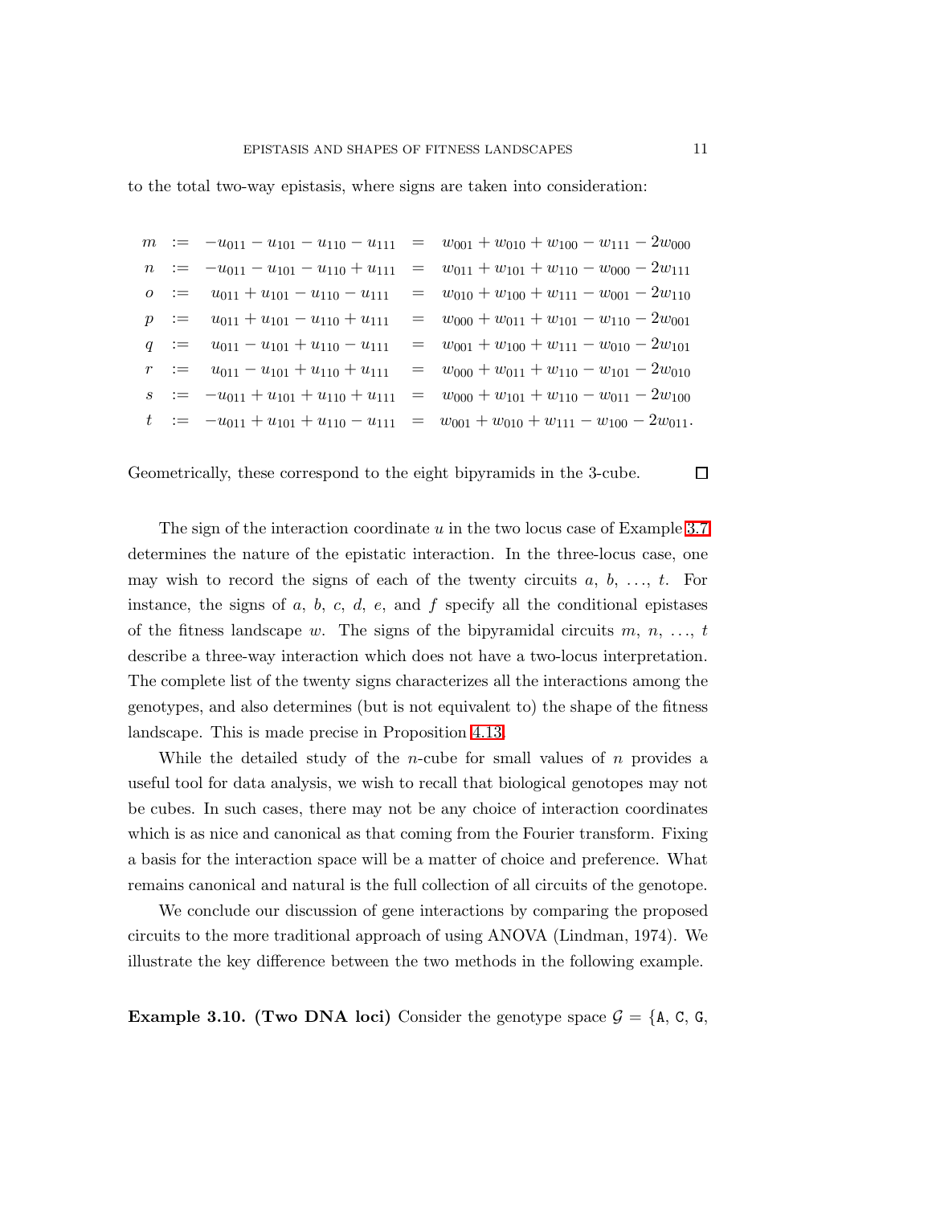to the total two-way epistasis, where signs are taken into consideration:

$$
\begin{array}{rcrcl}
m & := & -u_{011} - u_{101} - u_{110} - u_{111} & = & w_{001} + w_{010} + w_{100} - w_{111} - 2w_{000} \\
n & := & -u_{011} - u_{101} - u_{110} + u_{111} & = & w_{011} + w_{101} + w_{110} - w_{000} - 2w_{111} \\
o & := & u_{011} + u_{101} - u_{110} - u_{111} & = & w_{010} + w_{100} + w_{111} - w_{001} - 2w_{110} \\
p & := & u_{011} + u_{101} - u_{110} + u_{111} & = & w_{000} + w_{011} + w_{101} - w_{110} - 2w_{001} \\
q & := & u_{011} - u_{101} + u_{110} - u_{111} & = & w_{001} + w_{100} + w_{111} - w_{010} - 2w_{101} \\
r & := & u_{011} - u_{101} + u_{110} + u_{111} & = & w_{000} + w_{011} + w_{110} - w_{101} - 2w_{010} \\
s & := & -u_{011} + u_{101} + u_{110} + u_{111} & = & w_{000} + w_{101} + w_{110} - w_{011} - 2w_{100} \\
t & := & -u_{011} + u_{101} + u_{110} - u_{111} & = & w_{001} + w_{010} + w_{111} - w_{100} - 2w_{011}.
\end{array}
$$

Geometrically, these correspond to the eight bipyramids in the 3-cube. □

The sign of the interaction coordinate $u$ in the two locus case of Example 3.7 determines the nature of the epistatic interaction. In the three-locus case, one may wish to record the signs of each of the twenty circuits $a$, $b$, …, $t$. For instance, the signs of $a$, $b$, $c$, $d$, $e$, and $f$ specify all the conditional epistases of the fitness landscape $w$. The signs of the bipyramidal circuits $m$, $n$, …, $t$ describe a three-way interaction which does not have a two-locus interpretation. The complete list of the twenty signs characterizes all the interactions among the genotypes, and also determines (but is not equivalent to) the shape of the fitness landscape. This is made precise in Proposition 4.13.

While the detailed study of the $n$-cube for small values of $n$ provides a useful tool for data analysis, we wish to recall that biological genotopes may not be cubes. In such cases, there may not be any choice of interaction coordinates which is as nice and canonical as that coming from the Fourier transform. Fixing a basis for the interaction space will be a matter of choice and preference. What remains canonical and natural is the full collection of all circuits of the genotope.

We conclude our discussion of gene interactions by comparing the proposed circuits to the more traditional approach of using ANOVA (Lindman, 1974). We illustrate the key difference between the two methods in the following example.

**Example 3.10. (Two DNA loci)** Consider the genotype space $\mathcal{G} = \{$A, C, G,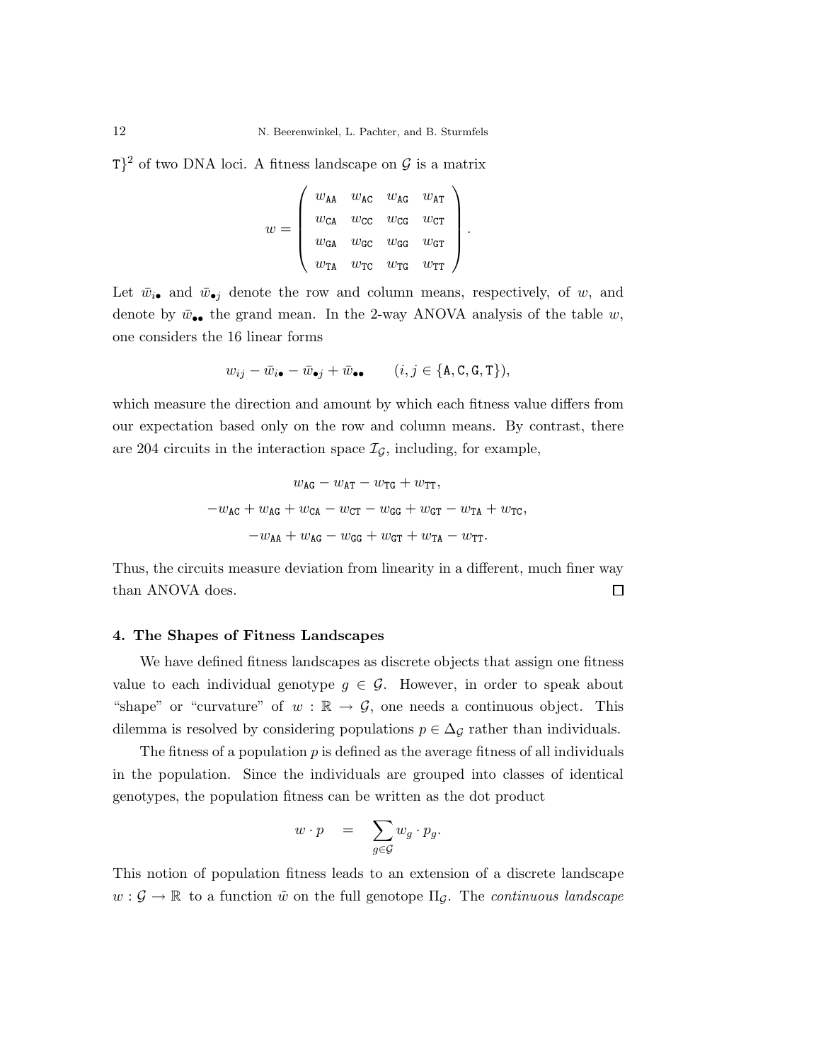T}$^2$ of two DNA loci. A fitness landscape on $\mathcal{G}$ is a matrix

$$w = \begin{pmatrix} w_{\mathtt{AA}} & w_{\mathtt{AC}} & w_{\mathtt{AG}} & w_{\mathtt{AT}} \\ w_{\mathtt{CA}} & w_{\mathtt{CC}} & w_{\mathtt{CG}} & w_{\mathtt{CT}} \\ w_{\mathtt{GA}} & w_{\mathtt{GC}} & w_{\mathtt{GG}} & w_{\mathtt{GT}} \\ w_{\mathtt{TA}} & w_{\mathtt{TC}} & w_{\mathtt{TG}} & w_{\mathtt{TT}} \end{pmatrix}.$$

Let $\bar{w}_{i\bullet}$ and $\bar{w}_{\bullet j}$ denote the row and column means, respectively, of $w$, and denote by $\bar{w}_{\bullet\bullet}$ the grand mean. In the 2-way ANOVA analysis of the table $w$, one considers the 16 linear forms

$$w_{ij} - \bar{w}_{i\bullet} - \bar{w}_{\bullet j} + \bar{w}_{\bullet\bullet} \qquad (i, j \in \{\mathtt{A}, \mathtt{C}, \mathtt{G}, \mathtt{T}\}),$$

which measure the direction and amount by which each fitness value differs from our expectation based only on the row and column means. By contrast, there are 204 circuits in the interaction space $\mathcal{I}_{\mathcal{G}}$, including, for example,

$$w_{\mathtt{AG}} - w_{\mathtt{AT}} - w_{\mathtt{TG}} + w_{\mathtt{TT}},$$

$$-w_{\mathtt{AC}} + w_{\mathtt{AG}} + w_{\mathtt{CA}} - w_{\mathtt{CT}} - w_{\mathtt{GG}} + w_{\mathtt{GT}} - w_{\mathtt{TA}} + w_{\mathtt{TC}},$$

$$-w_{\mathtt{AA}} + w_{\mathtt{AG}} - w_{\mathtt{GG}} + w_{\mathtt{GT}} + w_{\mathtt{TA}} - w_{\mathtt{TT}}.$$

Thus, the circuits measure deviation from linearity in a different, much finer way than ANOVA does. □

### 4. The Shapes of Fitness Landscapes

We have defined fitness landscapes as discrete objects that assign one fitness value to each individual genotype $g \in \mathcal{G}$. However, in order to speak about "shape" or "curvature" of $w : \mathbb{R} \to \mathcal{G}$, one needs a continuous object. This dilemma is resolved by considering populations $p \in \Delta_{\mathcal{G}}$ rather than individuals.

The fitness of a population $p$ is defined as the average fitness of all individuals in the population. Since the individuals are grouped into classes of identical genotypes, the population fitness can be written as the dot product

$$w \cdot p \quad = \quad \sum_{g \in \mathcal{G}} w_g \cdot p_g.$$

This notion of population fitness leads to an extension of a discrete landscape $w : \mathcal{G} \to \mathbb{R}$ to a function $\tilde{w}$ on the full genotope $\Pi_{\mathcal{G}}$. The *continuous landscape*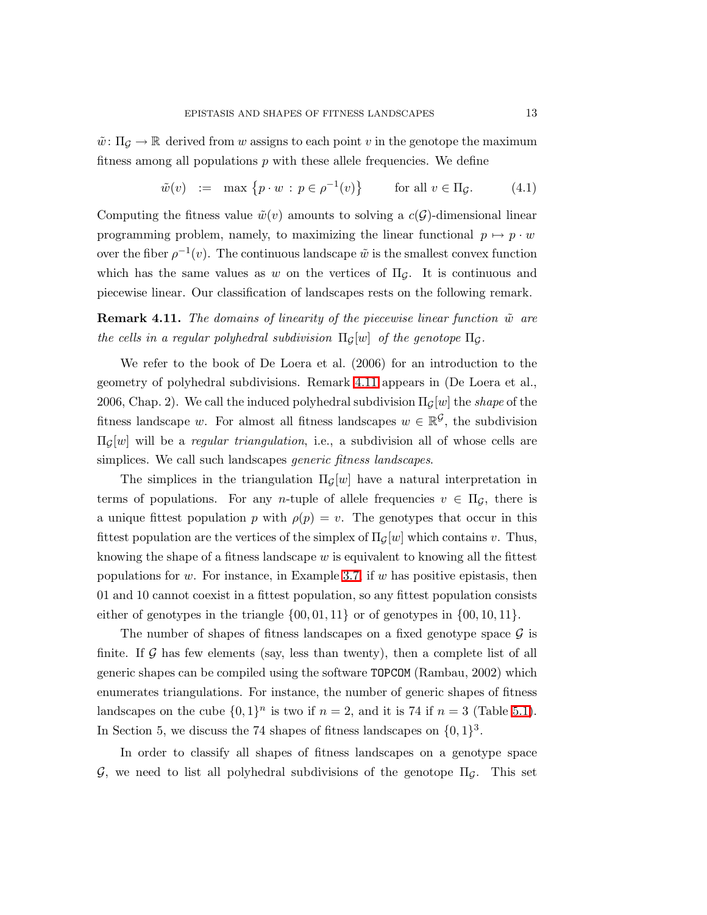$\tilde{w}\colon \Pi_{\mathcal{G}} \to \mathbb{R}$ derived from $w$ assigns to each point $v$ in the genotope the maximum fitness among all populations $p$ with these allele frequencies. We define

$$\tilde{w}(v) \quad := \quad \max\left\{p \cdot w \,:\, p \in \rho^{-1}(v)\right\} \qquad \text{for all } v \in \Pi_{\mathcal{G}}. \tag{4.1}$$

Computing the fitness value $\tilde{w}(v)$ amounts to solving a $c(\mathcal{G})$-dimensional linear programming problem, namely, to maximizing the linear functional $p \mapsto p \cdot w$ over the fiber $\rho^{-1}(v)$. The continuous landscape $\tilde{w}$ is the smallest convex function which has the same values as $w$ on the vertices of $\Pi_{\mathcal{G}}$. It is continuous and piecewise linear. Our classification of landscapes rests on the following remark.

**Remark 4.11.** *The domains of linearity of the piecewise linear function $\tilde{w}$ are the cells in a regular polyhedral subdivision $\Pi_{\mathcal{G}}[w]$ of the genotope $\Pi_{\mathcal{G}}$.*

We refer to the book of De Loera et al. (2006) for an introduction to the geometry of polyhedral subdivisions. Remark 4.11 appears in (De Loera et al., 2006, Chap. 2). We call the induced polyhedral subdivision $\Pi_{\mathcal{G}}[w]$ the *shape* of the fitness landscape $w$. For almost all fitness landscapes $w \in \mathbb{R}^{\mathcal{G}}$, the subdivision $\Pi_{\mathcal{G}}[w]$ will be a *regular triangulation*, i.e., a subdivision all of whose cells are simplices. We call such landscapes *generic fitness landscapes*.

The simplices in the triangulation $\Pi_{\mathcal{G}}[w]$ have a natural interpretation in terms of populations. For any $n$-tuple of allele frequencies $v \in \Pi_{\mathcal{G}}$, there is a unique fittest population $p$ with $\rho(p) = v$. The genotypes that occur in this fittest population are the vertices of the simplex of $\Pi_{\mathcal{G}}[w]$ which contains $v$. Thus, knowing the shape of a fitness landscape $w$ is equivalent to knowing all the fittest populations for $w$. For instance, in Example 3.7, if $w$ has positive epistasis, then 01 and 10 cannot coexist in a fittest population, so any fittest population consists either of genotypes in the triangle $\{00, 01, 11\}$ or of genotypes in $\{00, 10, 11\}$.

The number of shapes of fitness landscapes on a fixed genotype space $\mathcal{G}$ is finite. If $\mathcal{G}$ has few elements (say, less than twenty), then a complete list of all generic shapes can be compiled using the software `TOPCOM` (Rambau, 2002) which enumerates triangulations. For instance, the number of generic shapes of fitness landscapes on the cube $\{0,1\}^n$ is two if $n = 2$, and it is 74 if $n = 3$ (Table 5.1). In Section 5, we discuss the 74 shapes of fitness landscapes on $\{0,1\}^3$.

In order to classify all shapes of fitness landscapes on a genotype space $\mathcal{G}$, we need to list all polyhedral subdivisions of the genotope $\Pi_{\mathcal{G}}$. This set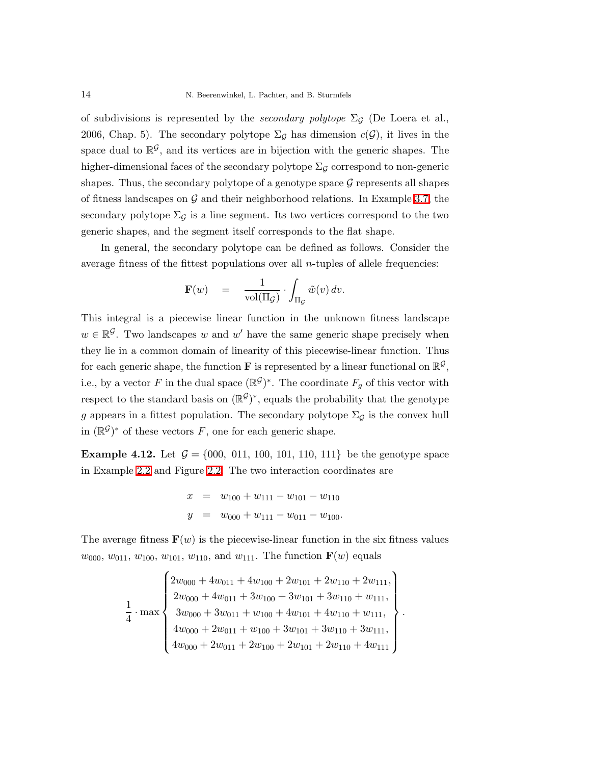of subdivisions is represented by the *secondary polytope* $\Sigma_{\mathcal{G}}$ (De Loera et al., 2006, Chap. 5). The secondary polytope $\Sigma_{\mathcal{G}}$ has dimension $c(\mathcal{G})$, it lives in the space dual to $\mathbb{R}^{\mathcal{G}}$, and its vertices are in bijection with the generic shapes. The higher-dimensional faces of the secondary polytope $\Sigma_{\mathcal{G}}$ correspond to non-generic shapes. Thus, the secondary polytope of a genotype space $\mathcal{G}$ represents all shapes of fitness landscapes on $\mathcal{G}$ and their neighborhood relations. In Example 3.7, the secondary polytope $\Sigma_{\mathcal{G}}$ is a line segment. Its two vertices correspond to the two generic shapes, and the segment itself corresponds to the flat shape.

In general, the secondary polytope can be defined as follows. Consider the average fitness of the fittest populations over all $n$-tuples of allele frequencies:

$$\mathbf{F}(w) \quad = \quad \frac{1}{\mathrm{vol}(\Pi_{\mathcal{G}})} \cdot \int_{\Pi_{\mathcal{G}}} \tilde{w}(v)\, dv.$$

This integral is a piecewise linear function in the unknown fitness landscape $w \in \mathbb{R}^{\mathcal{G}}$. Two landscapes $w$ and $w'$ have the same generic shape precisely when they lie in a common domain of linearity of this piecewise-linear function. Thus for each generic shape, the function $\mathbf{F}$ is represented by a linear functional on $\mathbb{R}^{\mathcal{G}}$, i.e., by a vector $F$ in the dual space $(\mathbb{R}^{\mathcal{G}})^*$. The coordinate $F_g$ of this vector with respect to the standard basis on $(\mathbb{R}^{\mathcal{G}})^*$, equals the probability that the genotype $g$ appears in a fittest population. The secondary polytope $\Sigma_{\mathcal{G}}$ is the convex hull in $(\mathbb{R}^{\mathcal{G}})^*$ of these vectors $F$, one for each generic shape.

**Example 4.12.** Let $\mathcal{G} = \{000,\ 011,\ 100,\ 101,\ 110,\ 111\}$ be the genotype space in Example 2.2 and Figure 2.2. The two interaction coordinates are

$$\begin{aligned} x &= w_{100} + w_{111} - w_{101} - w_{110} \\ y &= w_{000} + w_{111} - w_{011} - w_{100}. \end{aligned}$$

The average fitness $\mathbf{F}(w)$ is the piecewise-linear function in the six fitness values $w_{000}$, $w_{011}$, $w_{100}$, $w_{101}$, $w_{110}$, and $w_{111}$. The function $\mathbf{F}(w)$ equals

$$\frac{1}{4} \cdot \max \left\{ \begin{array}{c} 2w_{000} + 4w_{011} + 4w_{100} + 2w_{101} + 2w_{110} + 2w_{111}, \\ 2w_{000} + 4w_{011} + 3w_{100} + 3w_{101} + 3w_{110} + w_{111}, \\ 3w_{000} + 3w_{011} + w_{100} + 4w_{101} + 4w_{110} + w_{111}, \\ 4w_{000} + 2w_{011} + w_{100} + 3w_{101} + 3w_{110} + 3w_{111}, \\ 4w_{000} + 2w_{011} + 2w_{100} + 2w_{101} + 2w_{110} + 4w_{111} \end{array} \right\}.$$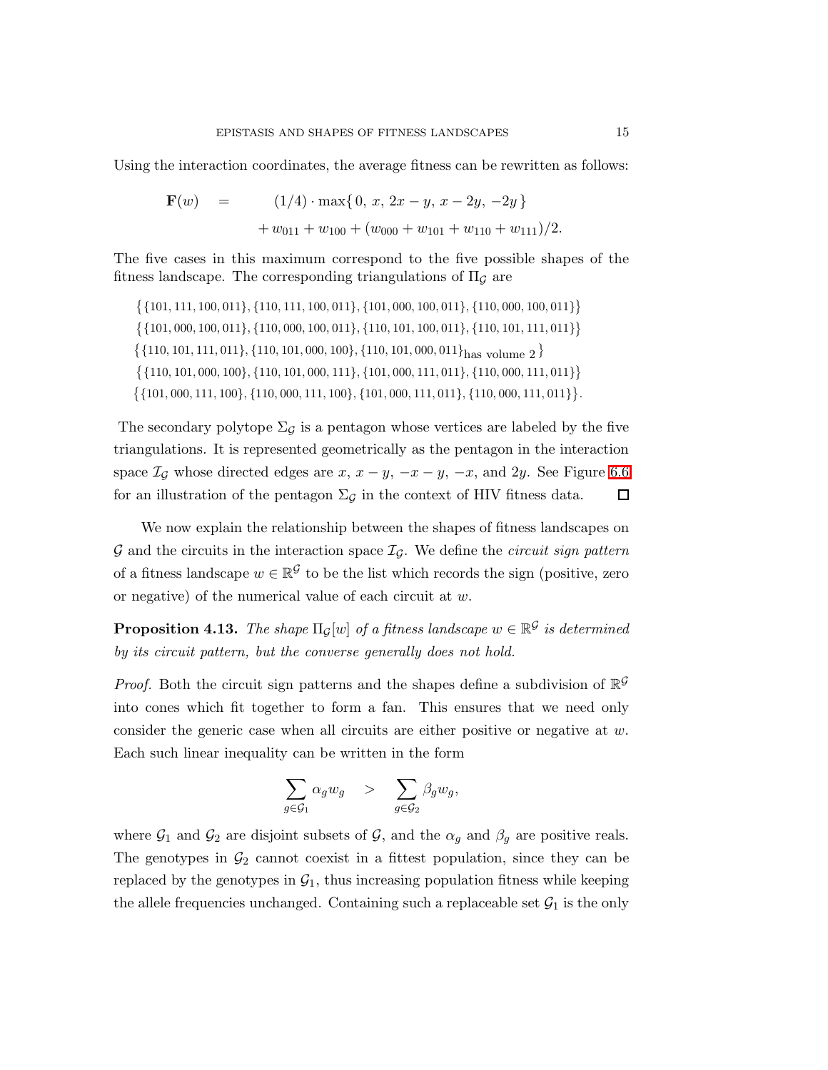Using the interaction coordinates, the average fitness can be rewritten as follows:

$$\begin{aligned}\mathbf{F}(w) \quad = \quad & (1/4)\cdot \max\{\, 0,\; x,\; 2x-y,\; x-2y,\; -2y\,\} \\ & + w_{011} + w_{100} + (w_{000}+w_{101}+w_{110}+w_{111})/2.\end{aligned}$$

The five cases in this maximum correspond to the five possible shapes of the fitness landscape. The corresponding triangulations of $\Pi_{\mathcal{G}}$ are

$$\{\{101,111,100,011\},\{110,111,100,011\},\{101,000,100,011\},\{110,000,100,011\}\}$$

$$\{\{101,000,100,011\},\{110,000,100,011\},\{110,101,100,011\},\{110,101,111,011\}\}$$

$$\{\{110,101,111,011\},\{110,101,000,100\},\{110,101,000,011\}_{\text{has volume 2}}\}$$

$$\{\{110,101,000,100\},\{110,101,000,111\},\{101,000,111,011\},\{110,000,111,011\}\}$$

$$\{\{101,000,111,100\},\{110,000,111,100\},\{101,000,111,011\},\{110,000,111,011\}\}.$$

The secondary polytope $\Sigma_{\mathcal{G}}$ is a pentagon whose vertices are labeled by the five triangulations. It is represented geometrically as the pentagon in the interaction space $\mathcal{I}_{\mathcal{G}}$ whose directed edges are $x$, $x-y$, $-x-y$, $-x$, and $2y$. See Figure 6.6 for an illustration of the pentagon $\Sigma_{\mathcal{G}}$ in the context of HIV fitness data. □

We now explain the relationship between the shapes of fitness landscapes on $\mathcal{G}$ and the circuits in the interaction space $\mathcal{I}_{\mathcal{G}}$. We define the *circuit sign pattern* of a fitness landscape $w \in \mathbb{R}^{\mathcal{G}}$ to be the list which records the sign (positive, zero or negative) of the numerical value of each circuit at $w$.

**Proposition 4.13.** *The shape $\Pi_{\mathcal{G}}[w]$ of a fitness landscape $w \in \mathbb{R}^{\mathcal{G}}$ is determined by its circuit pattern, but the converse generally does not hold.*

*Proof.* Both the circuit sign patterns and the shapes define a subdivision of $\mathbb{R}^{\mathcal{G}}$ into cones which fit together to form a fan. This ensures that we need only consider the generic case when all circuits are either positive or negative at $w$. Each such linear inequality can be written in the form

$$\sum_{g\in\mathcal{G}_1} \alpha_g w_g \quad > \quad \sum_{g\in\mathcal{G}_2} \beta_g w_g,$$

where $\mathcal{G}_1$ and $\mathcal{G}_2$ are disjoint subsets of $\mathcal{G}$, and the $\alpha_g$ and $\beta_g$ are positive reals. The genotypes in $\mathcal{G}_2$ cannot coexist in a fittest population, since they can be replaced by the genotypes in $\mathcal{G}_1$, thus increasing population fitness while keeping the allele frequencies unchanged. Containing such a replaceable set $\mathcal{G}_1$ is the only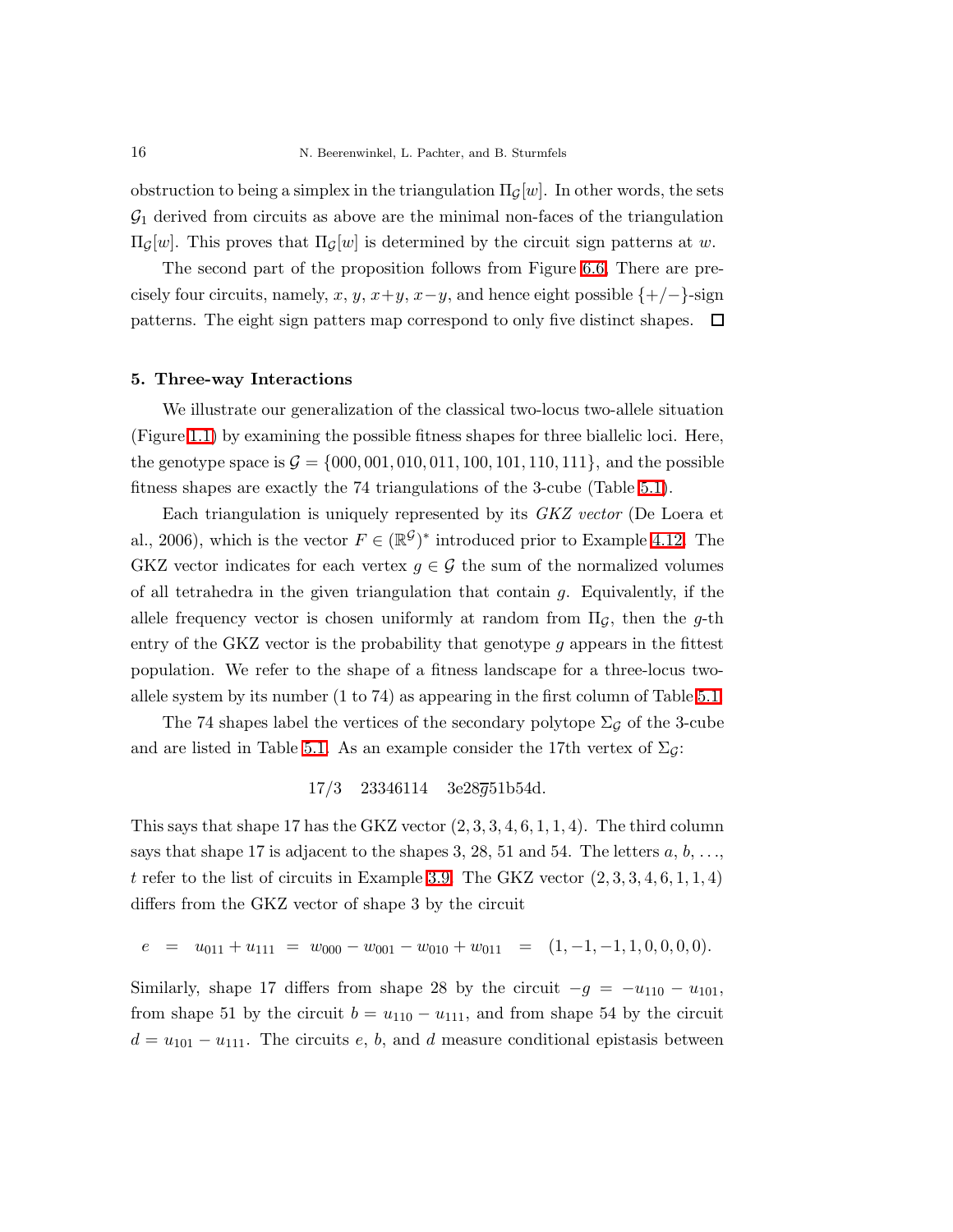obstruction to being a simplex in the triangulation $\Pi_{\mathcal{G}}[w]$. In other words, the sets $\mathcal{G}_1$ derived from circuits as above are the minimal non-faces of the triangulation $\Pi_{\mathcal{G}}[w]$. This proves that $\Pi_{\mathcal{G}}[w]$ is determined by the circuit sign patterns at $w$.

The second part of the proposition follows from Figure 6.6. There are precisely four circuits, namely, $x$, $y$, $x+y$, $x-y$, and hence eight possible $\{+/-\}$-sign patterns. The eight sign patters map correspond to only five distinct shapes. □

## 5. Three-way Interactions

We illustrate our generalization of the classical two-locus two-allele situation (Figure 1.1) by examining the possible fitness shapes for three biallelic loci. Here, the genotype space is $\mathcal{G} = \{000, 001, 010, 011, 100, 101, 110, 111\}$, and the possible fitness shapes are exactly the 74 triangulations of the 3-cube (Table 5.1).

Each triangulation is uniquely represented by its *GKZ vector* (De Loera et al., 2006), which is the vector $F \in (\mathbb{R}^{\mathcal{G}})^*$ introduced prior to Example 4.12. The GKZ vector indicates for each vertex $g \in \mathcal{G}$ the sum of the normalized volumes of all tetrahedra in the given triangulation that contain $g$. Equivalently, if the allele frequency vector is chosen uniformly at random from $\Pi_{\mathcal{G}}$, then the $g$-th entry of the GKZ vector is the probability that genotype $g$ appears in the fittest population. We refer to the shape of a fitness landscape for a three-locus two-allele system by its number (1 to 74) as appearing in the first column of Table 5.1.

The 74 shapes label the vertices of the secondary polytope $\Sigma_{\mathcal{G}}$ of the 3-cube and are listed in Table 5.1. As an example consider the 17th vertex of $\Sigma_{\mathcal{G}}$:

$$17/3 \quad 23346114 \quad 3\text{e}28\overline{\text{g}}51\text{b}54\text{d}.$$

This says that shape 17 has the GKZ vector $(2, 3, 3, 4, 6, 1, 1, 4)$. The third column says that shape 17 is adjacent to the shapes 3, 28, 51 and 54. The letters $a$, $b$, ..., $t$ refer to the list of circuits in Example 3.9. The GKZ vector $(2, 3, 3, 4, 6, 1, 1, 4)$ differs from the GKZ vector of shape 3 by the circuit

$$e \;=\; u_{011} + u_{111} \;=\; w_{000} - w_{001} - w_{010} + w_{011} \;=\; (1, -1, -1, 1, 0, 0, 0, 0).$$

Similarly, shape 17 differs from shape 28 by the circuit $-g = -u_{110} - u_{101}$, from shape 51 by the circuit $b = u_{110} - u_{111}$, and from shape 54 by the circuit $d = u_{101} - u_{111}$. The circuits $e$, $b$, and $d$ measure conditional epistasis between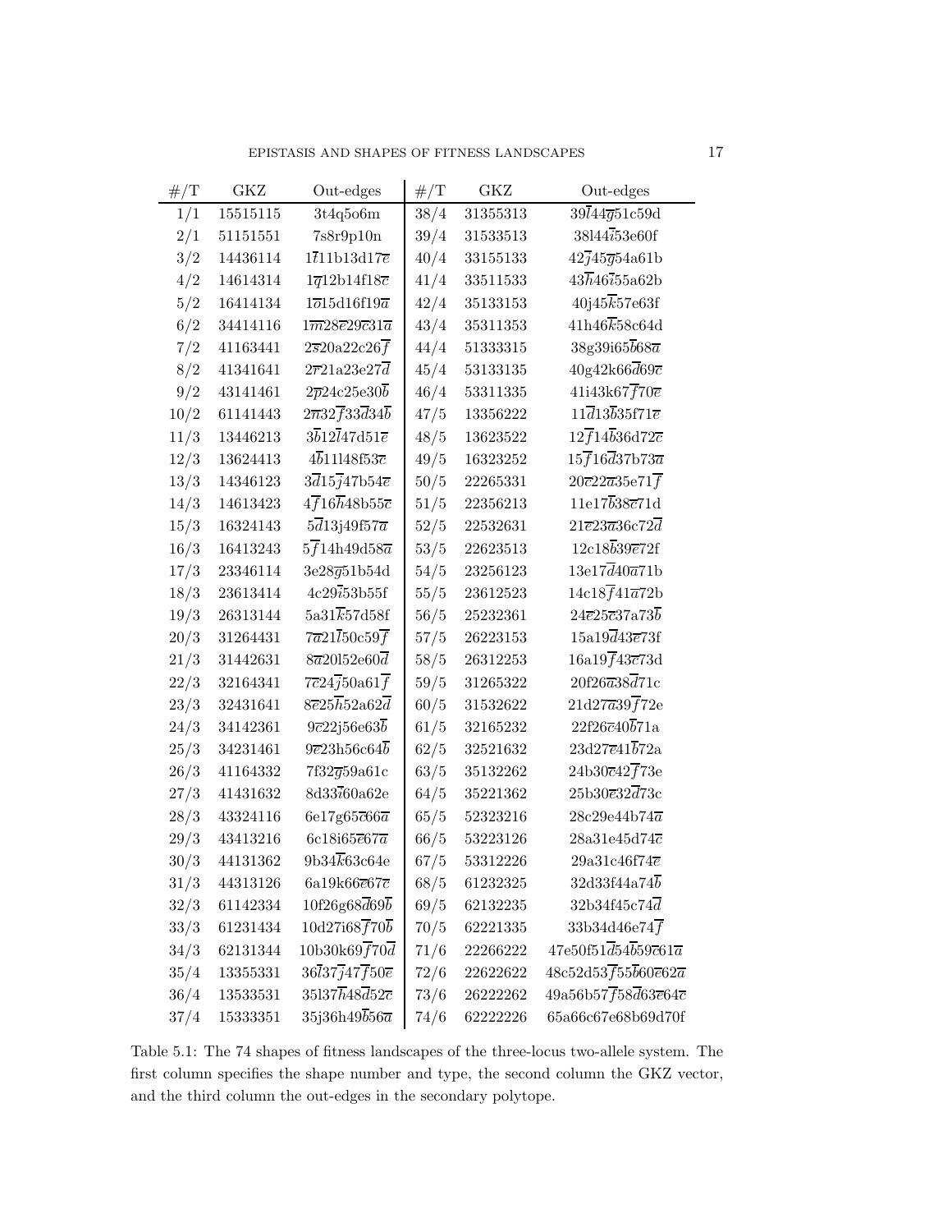| #/T | GKZ | Out-edges | #/T | GKZ | Out-edges |
|---|---|---|---|---|---|
| 1/1 | 15515115 | 3t4q5o6m | 38/4 | 31355313 | $39\overline{l}44\overline{g}51c59d$ |
| 2/1 | 51151551 | 7s8r9p10n | 39/4 | 31533513 | $38l44\overline{i}53e60f$ |
| 3/2 | 14436114 | $1\overline{t}11b13d17\overline{e}$ | 40/4 | 33155133 | $42\overline{j}45\overline{g}54a61b$ |
| 4/2 | 14614314 | $1\overline{q}12b14f18\overline{c}$ | 41/4 | 33511533 | $43\overline{h}46\overline{i}55a62b$ |
| 5/2 | 16414134 | $1\overline{o}15d16f19\overline{a}$ | 42/4 | 35133153 | $40j45\overline{k}57e63f$ |
| 6/2 | 34414116 | $1\overline{m}28\overline{e}29\overline{c}31\overline{a}$ | 43/4 | 35311353 | $41h46\overline{k}58c64d$ |
| 7/2 | 41163441 | $2\overline{s}20a22c26\overline{f}$ | 44/4 | 51333315 | $38g39i65\overline{b}68\overline{a}$ |
| 8/2 | 41341641 | $2\overline{r}21a23e27\overline{d}$ | 45/4 | 53133135 | $40g42k66\overline{d}69\overline{c}$ |
| 9/2 | 43141461 | $2\overline{p}24c25e30\overline{b}$ | 46/4 | 53311335 | $41i43k67\overline{f}70\overline{e}$ |
| 10/2 | 61141443 | $2\overline{n}32\overline{f}33\overline{d}34\overline{b}$ | 47/5 | 13356222 | $11\overline{d}13\overline{b}35f71\overline{e}$ |
| 11/3 | 13446213 | $3\overline{b}12\overline{l}47d51\overline{e}$ | 48/5 | 13623522 | $12\overline{f}14\overline{b}36d72\overline{c}$ |
| 12/3 | 13624413 | $4\overline{b}11l48f53\overline{c}$ | 49/5 | 16323252 | $15\overline{f}16\overline{d}37b73\overline{a}$ |
| 13/3 | 14346123 | $3\overline{d}15\overline{j}47b54\overline{e}$ | 50/5 | 22265331 | $20\overline{c}22\overline{a}35e71\overline{f}$ |
| 14/3 | 14613423 | $4\overline{f}16\overline{h}48b55\overline{c}$ | 51/5 | 22356213 | $11e17\overline{b}38\overline{c}71d$ |
| 15/3 | 16324143 | $5\overline{d}13j49f57\overline{a}$ | 52/5 | 22532631 | $21\overline{e}23\overline{a}36c72\overline{d}$ |
| 16/3 | 16413243 | $5\overline{f}14h49d58\overline{a}$ | 53/5 | 22623513 | $12c18\overline{b}39\overline{e}72f$ |
| 17/3 | 23346114 | $3e28\overline{g}51b54d$ | 54/5 | 23256123 | $13e17\overline{d}40\overline{a}71b$ |
| 18/3 | 23613414 | $4c29\overline{i}53b55f$ | 55/5 | 23612523 | $14c18\overline{f}41\overline{a}72b$ |
| 19/3 | 26313144 | $5a31\overline{k}57d58f$ | 56/5 | 25232361 | $24\overline{e}25\overline{c}37a73\overline{b}$ |
| 20/3 | 31264431 | $7\overline{a}21\overline{l}50c59\overline{f}$ | 57/5 | 26223153 | $15a19\overline{d}43\overline{e}73f$ |
| 21/3 | 31442631 | $8\overline{a}20l52e60\overline{d}$ | 58/5 | 26312253 | $16a19\overline{f}43\overline{c}73d$ |
| 22/3 | 32164341 | $7\overline{c}24\overline{j}50a61\overline{f}$ | 59/5 | 31265322 | $20f26\overline{a}38\overline{d}71c$ |
| 23/3 | 32431641 | $8\overline{e}25\overline{h}52a62\overline{d}$ | 60/5 | 31532622 | $21d27\overline{a}39\overline{f}72e$ |
| 24/3 | 34142361 | $9\overline{c}22j56e63\overline{b}$ | 61/5 | 32165232 | $22f26\overline{c}40\overline{b}71a$ |
| 25/3 | 34231461 | $9\overline{e}23h56c64\overline{b}$ | 62/5 | 32521632 | $23d27\overline{e}41\overline{b}72a$ |
| 26/3 | 41164332 | $7f32\overline{g}59a61c$ | 63/5 | 35132262 | $24b30\overline{c}42\overline{f}73e$ |
| 27/3 | 41431632 | $8d33\overline{i}60a62e$ | 64/5 | 35221362 | $25b30\overline{e}32\overline{d}73c$ |
| 28/3 | 43324116 | $6e17g65\overline{c}66\overline{a}$ | 65/5 | 52323216 | $28c29e44b74\overline{a}$ |
| 29/3 | 43413216 | $6c18i65\overline{e}67\overline{a}$ | 66/5 | 53223126 | $28a31e45d74\overline{c}$ |
| 30/3 | 44131362 | $9b34\overline{k}63c64e$ | 67/5 | 53312226 | $29a31c46f74\overline{e}$ |
| 31/3 | 44313126 | $6a19k66\overline{e}67\overline{c}$ | 68/5 | 61232325 | $32d33f44a74\overline{b}$ |
| 32/3 | 61142334 | $10f26g68\overline{d}69\overline{b}$ | 69/5 | 62132235 | $32b34f45c74\overline{d}$ |
| 33/3 | 61231434 | $10d27i68\overline{f}70\overline{b}$ | 70/5 | 62221335 | $33b34d46e74\overline{f}$ |
| 34/3 | 62131344 | $10b30k69\overline{f}70\overline{d}$ | 71/6 | 22266222 | $47e50f51\overline{d}54\overline{b}59\overline{c}61\overline{a}$ |
| 35/4 | 13355331 | $36\overline{l}37\overline{j}47\overline{f}50\overline{e}$ | 72/6 | 22622622 | $48c52d53\overline{f}55\overline{b}60\overline{e}62\overline{a}$ |
| 36/4 | 13533531 | $35l37\overline{h}48\overline{d}52\overline{e}$ | 73/6 | 26222262 | $49a56b57\overline{f}58\overline{d}63\overline{e}64\overline{c}$ |
| 37/4 | 15333351 | $35j36h49\overline{b}56\overline{a}$ | 74/6 | 62222226 | $65a66c67e68b69d70f$ |

Table 5.1: The 74 shapes of fitness landscapes of the three-locus two-allele system. The first column specifies the shape number and type, the second column the GKZ vector, and the third column the out-edges in the secondary polytope.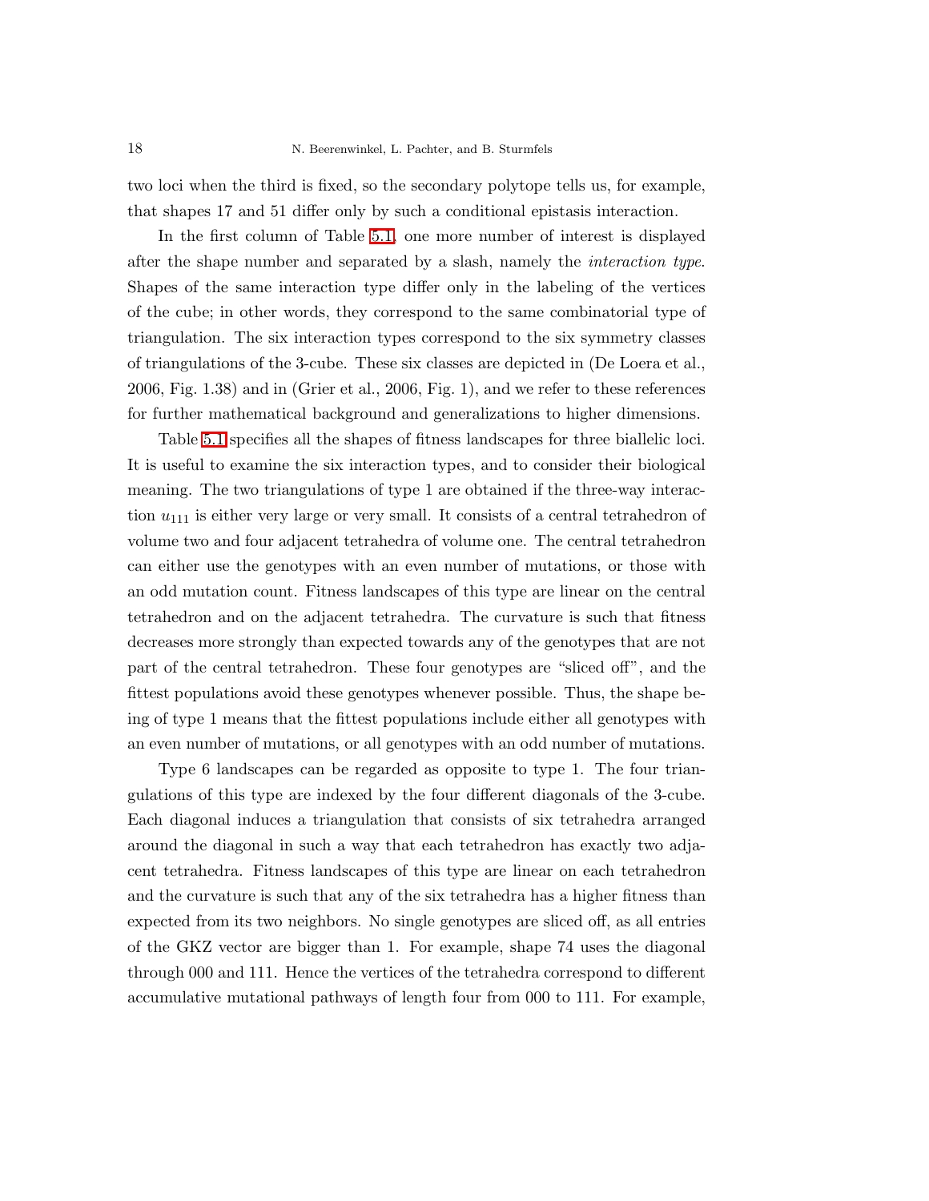two loci when the third is fixed, so the secondary polytope tells us, for example, that shapes 17 and 51 differ only by such a conditional epistasis interaction.

In the first column of Table 5.1, one more number of interest is displayed after the shape number and separated by a slash, namely the *interaction type*. Shapes of the same interaction type differ only in the labeling of the vertices of the cube; in other words, they correspond to the same combinatorial type of triangulation. The six interaction types correspond to the six symmetry classes of triangulations of the 3-cube. These six classes are depicted in (De Loera et al., 2006, Fig. 1.38) and in (Grier et al., 2006, Fig. 1), and we refer to these references for further mathematical background and generalizations to higher dimensions.

Table 5.1 specifies all the shapes of fitness landscapes for three biallelic loci. It is useful to examine the six interaction types, and to consider their biological meaning. The two triangulations of type 1 are obtained if the three-way interaction $u_{111}$ is either very large or very small. It consists of a central tetrahedron of volume two and four adjacent tetrahedra of volume one. The central tetrahedron can either use the genotypes with an even number of mutations, or those with an odd mutation count. Fitness landscapes of this type are linear on the central tetrahedron and on the adjacent tetrahedra. The curvature is such that fitness decreases more strongly than expected towards any of the genotypes that are not part of the central tetrahedron. These four genotypes are "sliced off", and the fittest populations avoid these genotypes whenever possible. Thus, the shape being of type 1 means that the fittest populations include either all genotypes with an even number of mutations, or all genotypes with an odd number of mutations.

Type 6 landscapes can be regarded as opposite to type 1. The four triangulations of this type are indexed by the four different diagonals of the 3-cube. Each diagonal induces a triangulation that consists of six tetrahedra arranged around the diagonal in such a way that each tetrahedron has exactly two adjacent tetrahedra. Fitness landscapes of this type are linear on each tetrahedron and the curvature is such that any of the six tetrahedra has a higher fitness than expected from its two neighbors. No single genotypes are sliced off, as all entries of the GKZ vector are bigger than 1. For example, shape 74 uses the diagonal through 000 and 111. Hence the vertices of the tetrahedra correspond to different accumulative mutational pathways of length four from 000 to 111. For example,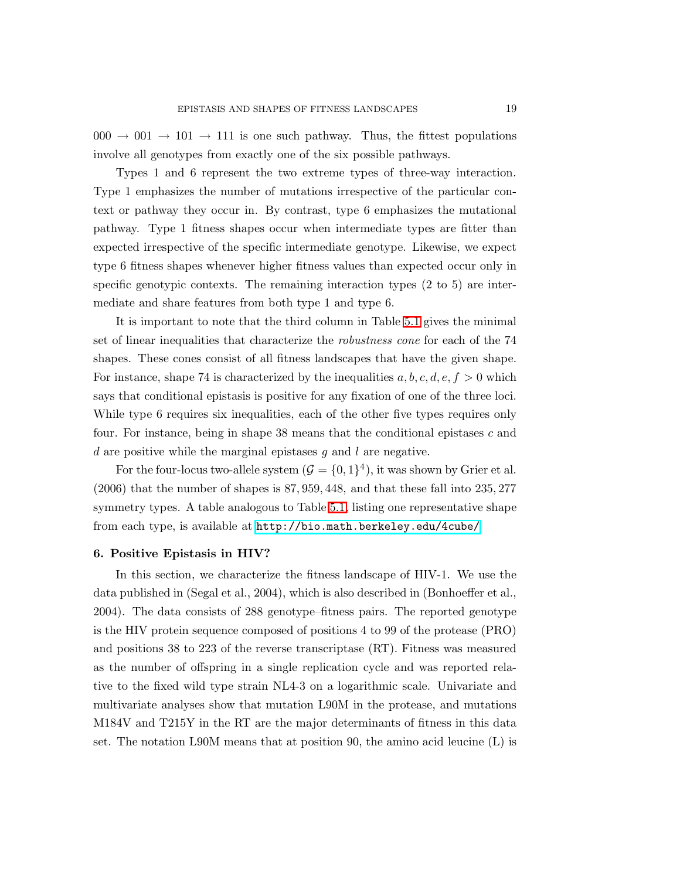$000 \to 001 \to 101 \to 111$ is one such pathway. Thus, the fittest populations involve all genotypes from exactly one of the six possible pathways.

Types 1 and 6 represent the two extreme types of three-way interaction. Type 1 emphasizes the number of mutations irrespective of the particular context or pathway they occur in. By contrast, type 6 emphasizes the mutational pathway. Type 1 fitness shapes occur when intermediate types are fitter than expected irrespective of the specific intermediate genotype. Likewise, we expect type 6 fitness shapes whenever higher fitness values than expected occur only in specific genotypic contexts. The remaining interaction types (2 to 5) are intermediate and share features from both type 1 and type 6.

It is important to note that the third column in Table 5.1 gives the minimal set of linear inequalities that characterize the *robustness cone* for each of the 74 shapes. These cones consist of all fitness landscapes that have the given shape. For instance, shape 74 is characterized by the inequalities $a, b, c, d, e, f > 0$ which says that conditional epistasis is positive for any fixation of one of the three loci. While type 6 requires six inequalities, each of the other five types requires only four. For instance, being in shape 38 means that the conditional epistases $c$ and $d$ are positive while the marginal epistases $g$ and $l$ are negative.

For the four-locus two-allele system ($\mathcal{G} = \{0, 1\}^4$), it was shown by Grier et al. (2006) that the number of shapes is 87,959,448, and that these fall into 235,277 symmetry types. A table analogous to Table 5.1, listing one representative shape from each type, is available at http://bio.math.berkeley.edu/4cube/.

## 6. Positive Epistasis in HIV?

In this section, we characterize the fitness landscape of HIV-1. We use the data published in (Segal et al., 2004), which is also described in (Bonhoeffer et al., 2004). The data consists of 288 genotype–fitness pairs. The reported genotype is the HIV protein sequence composed of positions 4 to 99 of the protease (PRO) and positions 38 to 223 of the reverse transcriptase (RT). Fitness was measured as the number of offspring in a single replication cycle and was reported relative to the fixed wild type strain NL4-3 on a logarithmic scale. Univariate and multivariate analyses show that mutation L90M in the protease, and mutations M184V and T215Y in the RT are the major determinants of fitness in this data set. The notation L90M means that at position 90, the amino acid leucine (L) is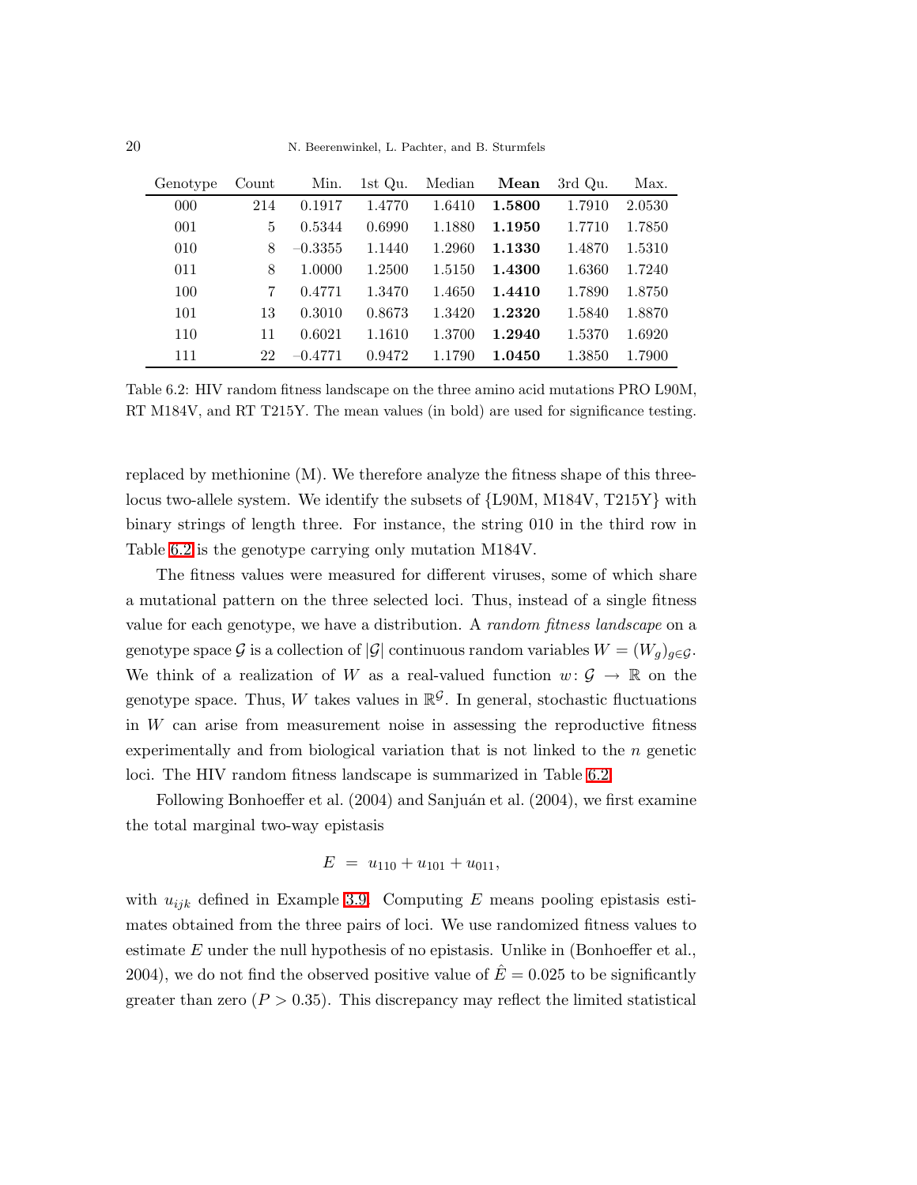| Genotype | Count | Min. | 1st Qu. | Median | **Mean** | 3rd Qu. | Max. |
| --- | --- | --- | --- | --- | --- | --- | --- |
| 000 | 214 | 0.1917 | 1.4770 | 1.6410 | **1.5800** | 1.7910 | 2.0530 |
| 001 | 5 | 0.5344 | 0.6990 | 1.1880 | **1.1950** | 1.7710 | 1.7850 |
| 010 | 8 | −0.3355 | 1.1440 | 1.2960 | **1.1330** | 1.4870 | 1.5310 |
| 011 | 8 | 1.0000 | 1.2500 | 1.5150 | **1.4300** | 1.6360 | 1.7240 |
| 100 | 7 | 0.4771 | 1.3470 | 1.4650 | **1.4410** | 1.7890 | 1.8750 |
| 101 | 13 | 0.3010 | 0.8673 | 1.3420 | **1.2320** | 1.5840 | 1.8870 |
| 110 | 11 | 0.6021 | 1.1610 | 1.3700 | **1.2940** | 1.5370 | 1.6920 |
| 111 | 22 | −0.4771 | 0.9472 | 1.1790 | **1.0450** | 1.3850 | 1.7900 |

Table 6.2: HIV random fitness landscape on the three amino acid mutations PRO L90M, RT M184V, and RT T215Y. The mean values (in bold) are used for significance testing.

replaced by methionine (M). We therefore analyze the fitness shape of this three-locus two-allele system. We identify the subsets of {L90M, M184V, T215Y} with binary strings of length three. For instance, the string 010 in the third row in Table 6.2 is the genotype carrying only mutation M184V.

The fitness values were measured for different viruses, some of which share a mutational pattern on the three selected loci. Thus, instead of a single fitness value for each genotype, we have a distribution. A *random fitness landscape* on a genotype space $\mathcal{G}$ is a collection of $|\mathcal{G}|$ continuous random variables $W = (W_g)_{g \in \mathcal{G}}$. We think of a realization of $W$ as a real-valued function $w \colon \mathcal{G} \to \mathbb{R}$ on the genotype space. Thus, $W$ takes values in $\mathbb{R}^{\mathcal{G}}$. In general, stochastic fluctuations in $W$ can arise from measurement noise in assessing the reproductive fitness experimentally and from biological variation that is not linked to the $n$ genetic loci. The HIV random fitness landscape is summarized in Table 6.2.

Following Bonhoeffer et al. (2004) and Sanjuán et al. (2004), we first examine the total marginal two-way epistasis

$$E \;=\; u_{110} + u_{101} + u_{011},$$

with $u_{ijk}$ defined in Example 3.9. Computing $E$ means pooling epistasis estimates obtained from the three pairs of loci. We use randomized fitness values to estimate $E$ under the null hypothesis of no epistasis. Unlike in (Bonhoeffer et al., 2004), we do not find the observed positive value of $\hat{E} = 0.025$ to be significantly greater than zero ($P > 0.35$). This discrepancy may reflect the limited statistical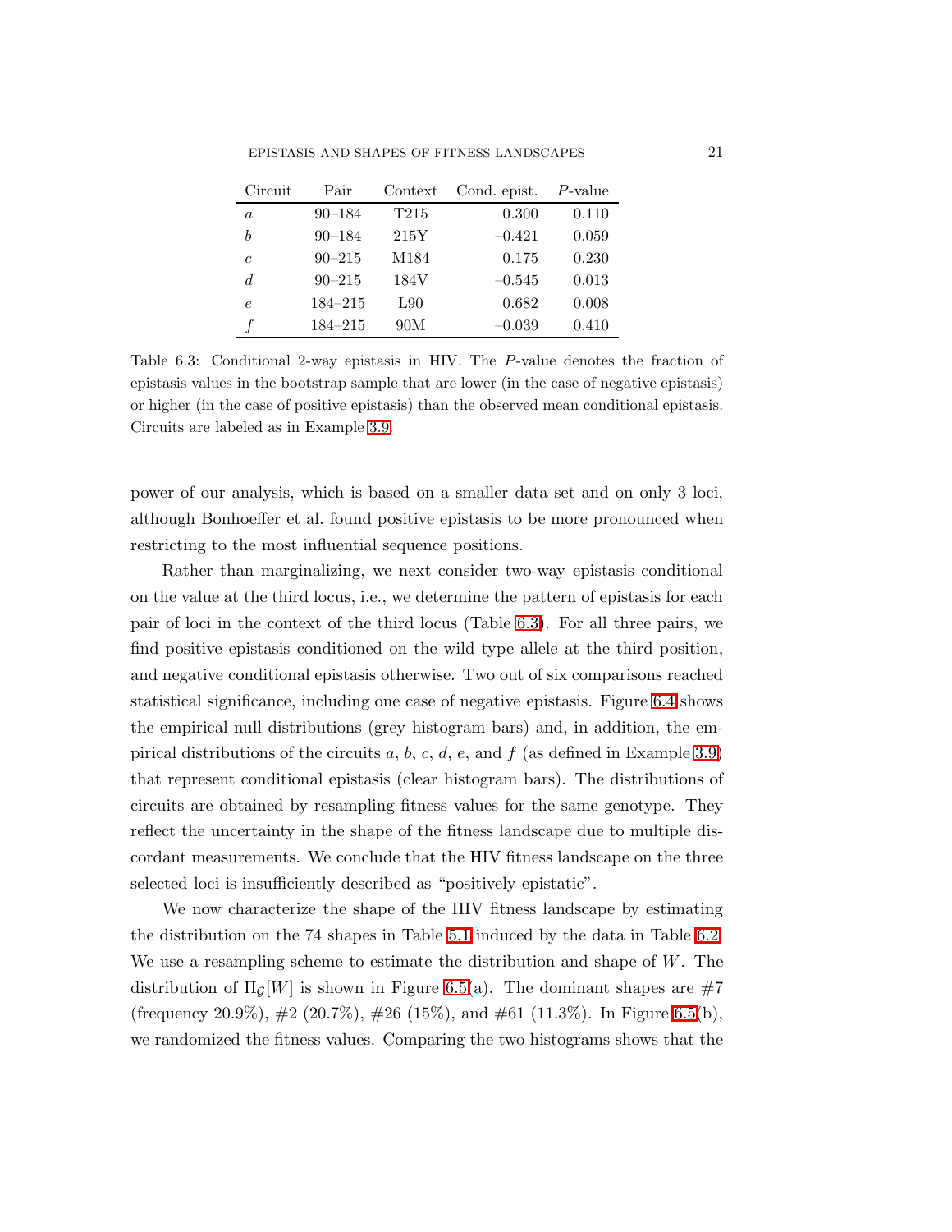| Circuit | Pair | Context | Cond. epist. | $P$-value |
|---|---|---|---|---|
| $a$ | 90–184 | T215 | 0.300 | 0.110 |
| $b$ | 90–184 | 215Y | −0.421 | 0.059 |
| $c$ | 90–215 | M184 | 0.175 | 0.230 |
| $d$ | 90–215 | 184V | −0.545 | 0.013 |
| $e$ | 184–215 | L90 | 0.682 | 0.008 |
| $f$ | 184–215 | 90M | −0.039 | 0.410 |

Table 6.3: Conditional 2-way epistasis in HIV. The $P$-value denotes the fraction of epistasis values in the bootstrap sample that are lower (in the case of negative epistasis) or higher (in the case of positive epistasis) than the observed mean conditional epistasis. Circuits are labeled as in Example 3.9.

power of our analysis, which is based on a smaller data set and on only 3 loci, although Bonhoeffer et al. found positive epistasis to be more pronounced when restricting to the most influential sequence positions.

Rather than marginalizing, we next consider two-way epistasis conditional on the value at the third locus, i.e., we determine the pattern of epistasis for each pair of loci in the context of the third locus (Table 6.3). For all three pairs, we find positive epistasis conditioned on the wild type allele at the third position, and negative conditional epistasis otherwise. Two out of six comparisons reached statistical significance, including one case of negative epistasis. Figure 6.4 shows the empirical null distributions (grey histogram bars) and, in addition, the empirical distributions of the circuits $a$, $b$, $c$, $d$, $e$, and $f$ (as defined in Example 3.9) that represent conditional epistasis (clear histogram bars). The distributions of circuits are obtained by resampling fitness values for the same genotype. They reflect the uncertainty in the shape of the fitness landscape due to multiple discordant measurements. We conclude that the HIV fitness landscape on the three selected loci is insufficiently described as "positively epistatic".

We now characterize the shape of the HIV fitness landscape by estimating the distribution on the 74 shapes in Table 5.1 induced by the data in Table 6.2. We use a resampling scheme to estimate the distribution and shape of $W$. The distribution of $\Pi_{\mathcal{G}}[W]$ is shown in Figure 6.5(a). The dominant shapes are #7 (frequency 20.9%), #2 (20.7%), #26 (15%), and #61 (11.3%). In Figure 6.5(b), we randomized the fitness values. Comparing the two histograms shows that the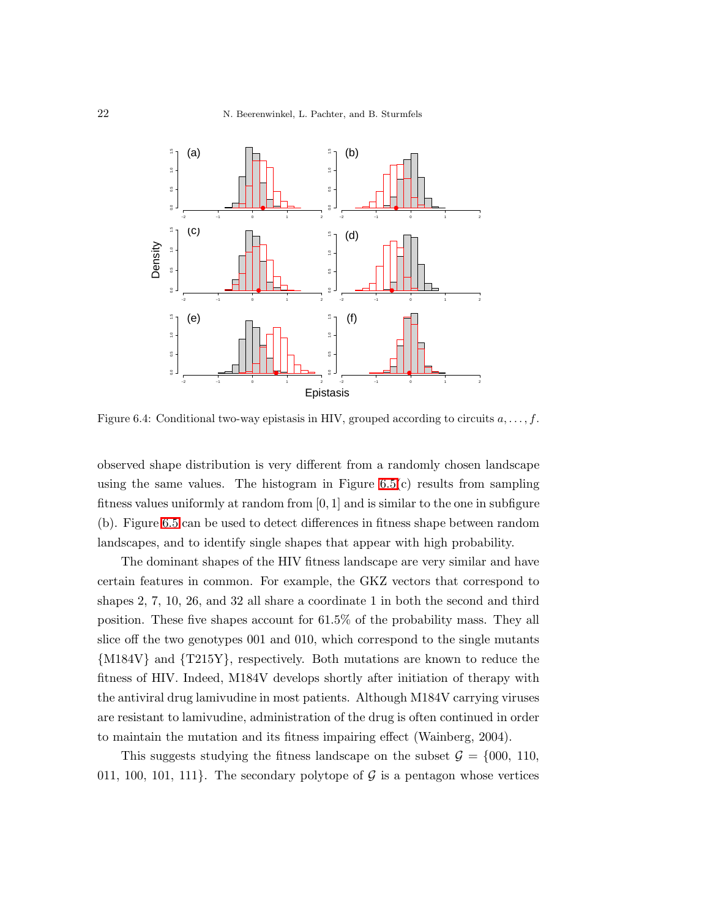Figure 6.4: Conditional two-way epistasis in HIV, grouped according to circuits $a, \ldots, f$.

observed shape distribution is very different from a randomly chosen landscape using the same values. The histogram in Figure 6.5(c) results from sampling fitness values uniformly at random from $[0, 1]$ and is similar to the one in subfigure (b). Figure 6.5 can be used to detect differences in fitness shape between random landscapes, and to identify single shapes that appear with high probability.

The dominant shapes of the HIV fitness landscape are very similar and have certain features in common. For example, the GKZ vectors that correspond to shapes 2, 7, 10, 26, and 32 all share a coordinate 1 in both the second and third position. These five shapes account for 61.5% of the probability mass. They all slice off the two genotypes 001 and 010, which correspond to the single mutants {M184V} and {T215Y}, respectively. Both mutations are known to reduce the fitness of HIV. Indeed, M184V develops shortly after initiation of therapy with the antiviral drug lamivudine in most patients. Although M184V carrying viruses are resistant to lamivudine, administration of the drug is often continued in order to maintain the mutation and its fitness impairing effect (Wainberg, 2004).

This suggests studying the fitness landscape on the subset $\mathcal{G} = \{000, 110, 011, 100, 101, 111\}$. The secondary polytope of $\mathcal{G}$ is a pentagon whose vertices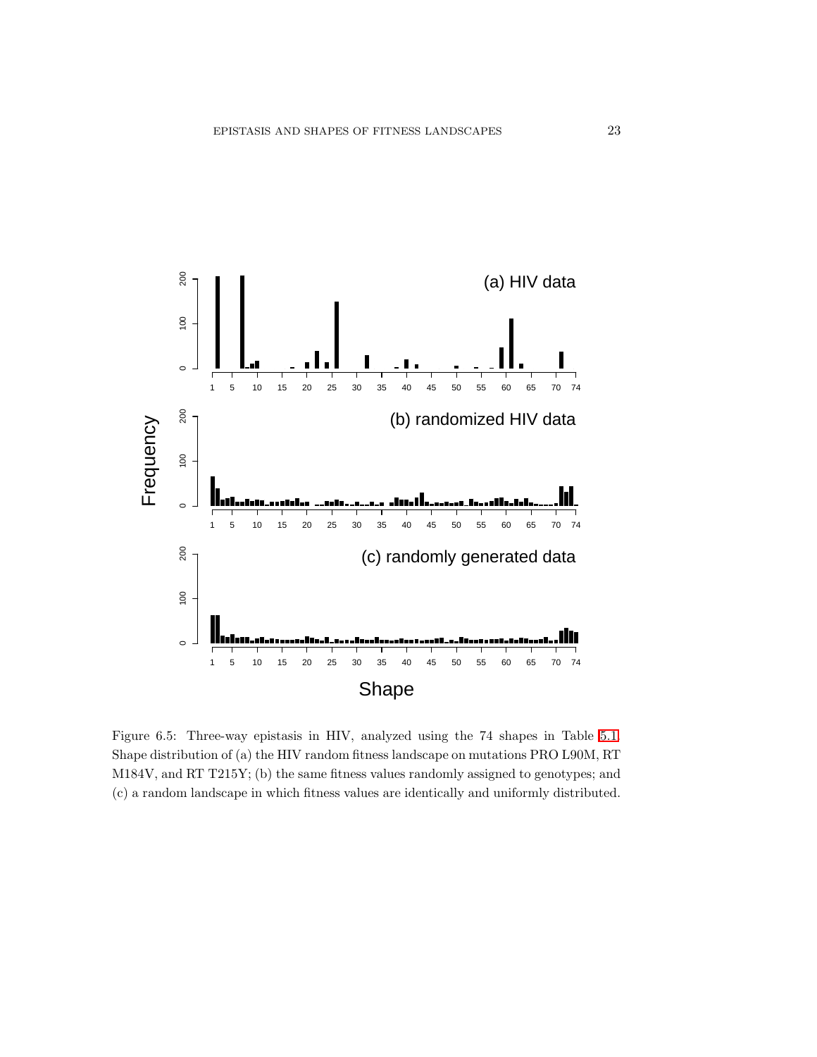Figure 6.5: Three-way epistasis in HIV, analyzed using the 74 shapes in Table 5.1. Shape distribution of (a) the HIV random fitness landscape on mutations PRO L90M, RT M184V, and RT T215Y; (b) the same fitness values randomly assigned to genotypes; and (c) a random landscape in which fitness values are identically and uniformly distributed.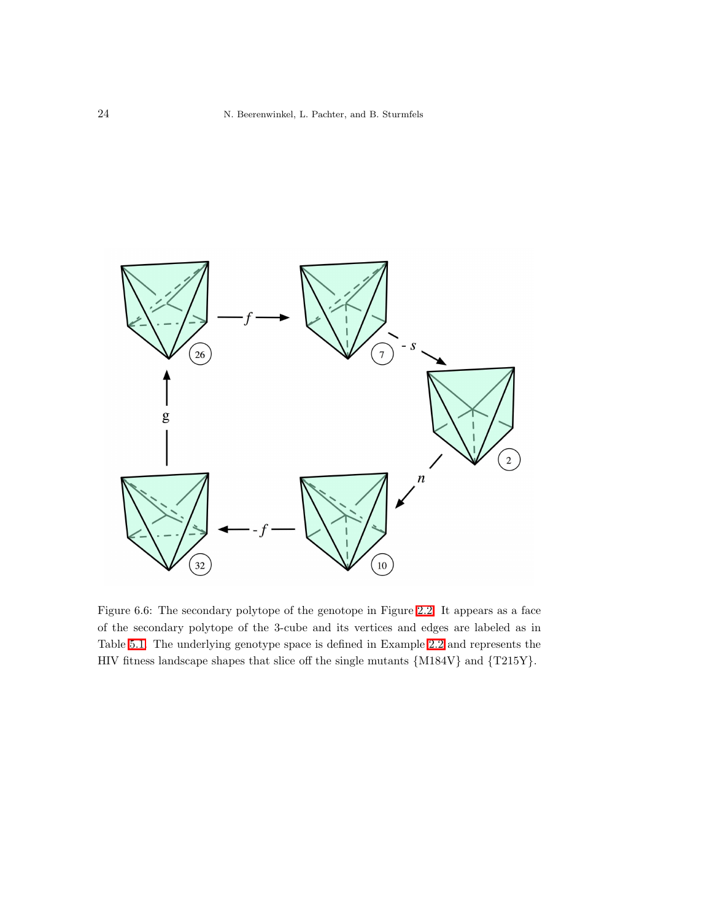Figure 6.6: The secondary polytope of the genotope in Figure 2.2. It appears as a face of the secondary polytope of the 3-cube and its vertices and edges are labeled as in Table 5.1. The underlying genotype space is defined in Example 2.2 and represents the HIV fitness landscape shapes that slice off the single mutants {M184V} and {T215Y}.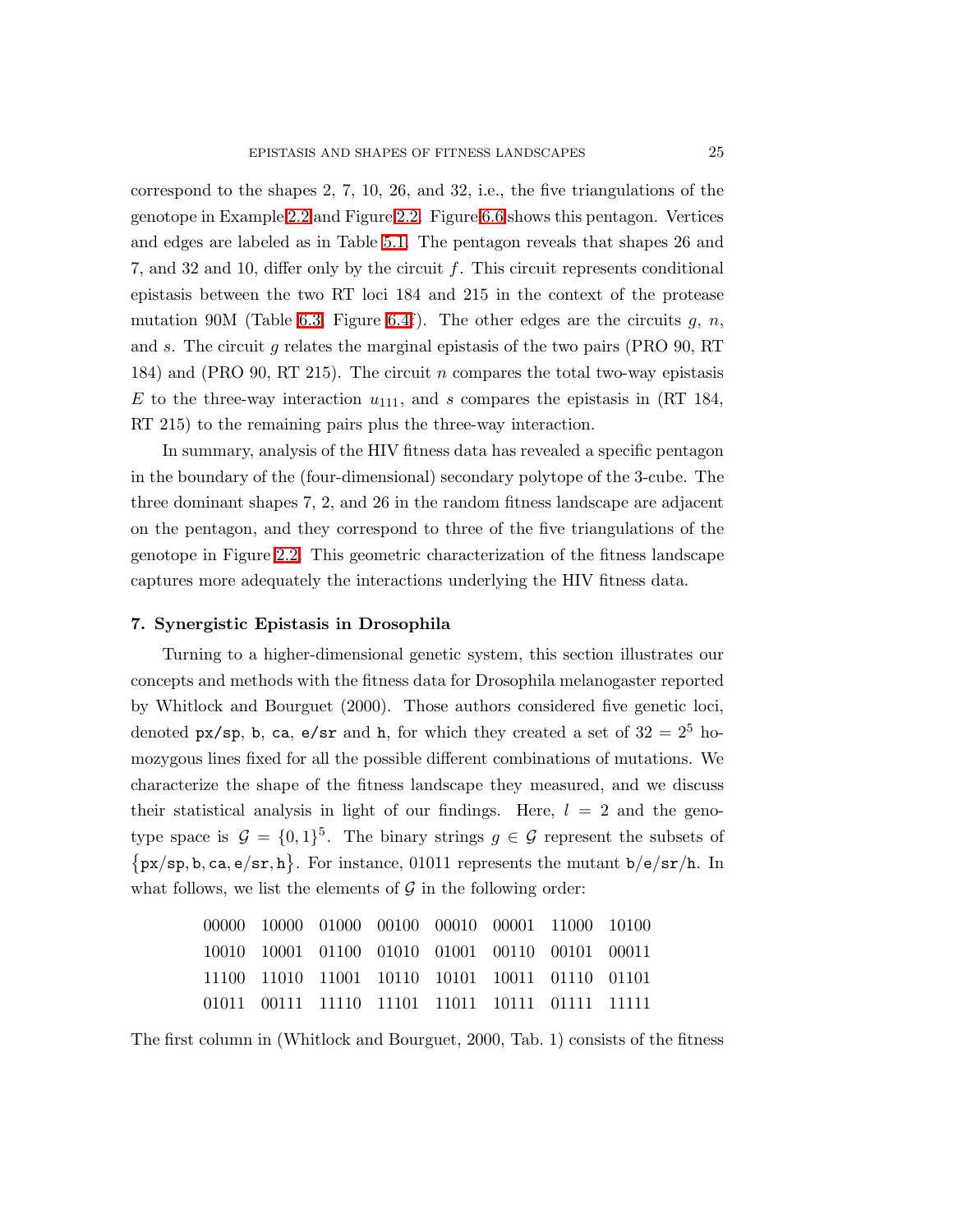correspond to the shapes 2, 7, 10, 26, and 32, i.e., the five triangulations of the genotope in Example 2.2 and Figure 2.2. Figure 6.6 shows this pentagon. Vertices and edges are labeled as in Table 5.1. The pentagon reveals that shapes 26 and 7, and 32 and 10, differ only by the circuit $f$. This circuit represents conditional epistasis between the two RT loci 184 and 215 in the context of the protease mutation 90M (Table 6.3, Figure 6.4f). The other edges are the circuits $g$, $n$, and $s$. The circuit $g$ relates the marginal epistasis of the two pairs (PRO 90, RT 184) and (PRO 90, RT 215). The circuit $n$ compares the total two-way epistasis $E$ to the three-way interaction $u_{111}$, and $s$ compares the epistasis in (RT 184, RT 215) to the remaining pairs plus the three-way interaction.

In summary, analysis of the HIV fitness data has revealed a specific pentagon in the boundary of the (four-dimensional) secondary polytope of the 3-cube. The three dominant shapes 7, 2, and 26 in the random fitness landscape are adjacent on the pentagon, and they correspond to three of the five triangulations of the genotope in Figure 2.2. This geometric characterization of the fitness landscape captures more adequately the interactions underlying the HIV fitness data.

## 7. Synergistic Epistasis in Drosophila

Turning to a higher-dimensional genetic system, this section illustrates our concepts and methods with the fitness data for Drosophila melanogaster reported by Whitlock and Bourguet (2000). Those authors considered five genetic loci, denoted `px/sp`, `b`, `ca`, `e/sr` and `h`, for which they created a set of $32 = 2^5$ homozygous lines fixed for all the possible different combinations of mutations. We characterize the shape of the fitness landscape they measured, and we discuss their statistical analysis in light of our findings. Here, $l = 2$ and the genotype space is $\mathcal{G} = \{0,1\}^5$. The binary strings $g \in \mathcal{G}$ represent the subsets of $\{\mathtt{px/sp}, \mathtt{b}, \mathtt{ca}, \mathtt{e/sr}, \mathtt{h}\}$. For instance, 01011 represents the mutant `b/e/sr/h`. In what follows, we list the elements of $\mathcal{G}$ in the following order:

```
00000  10000  01000  00100  00010  00001  11000  10100
10010  10001  01100  01010  01001  00110  00101  00011
11100  11010  11001  10110  10101  10011  01110  01101
01011  00111  11110  11101  11011  10111  01111  11111
```

The first column in (Whitlock and Bourguet, 2000, Tab. 1) consists of the fitness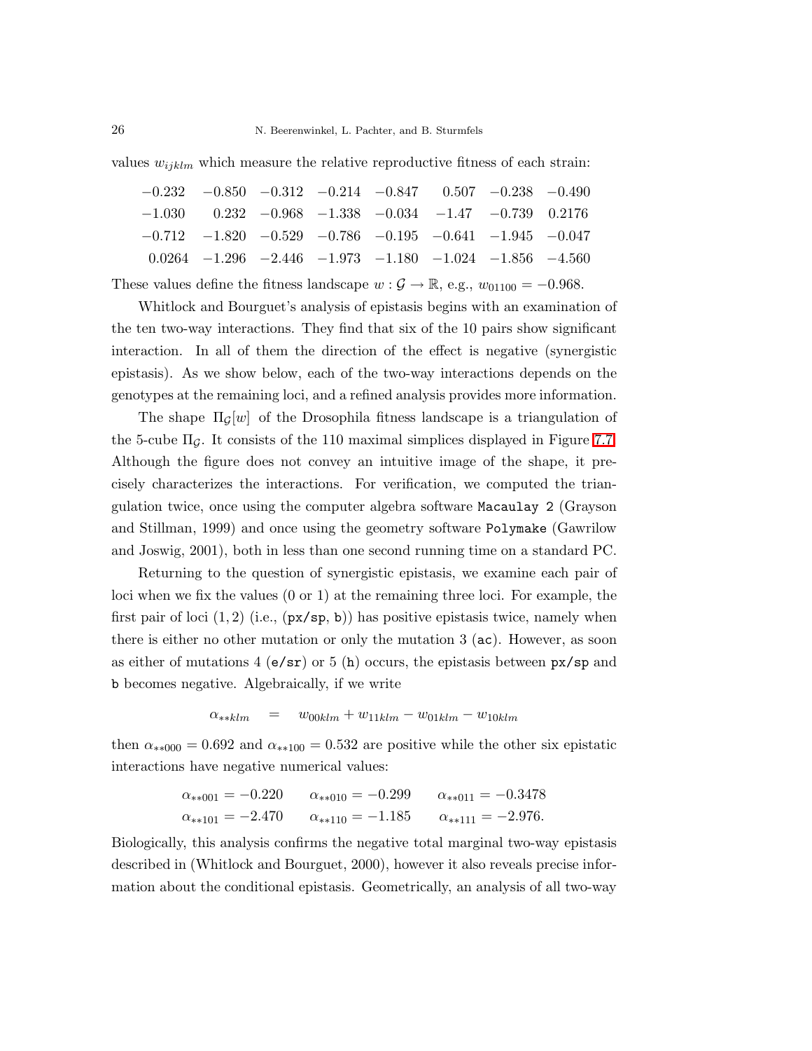values $w_{ijklm}$ which measure the relative reproductive fitness of each strain:

$$
\begin{array}{cccccccc}
-0.232 & -0.850 & -0.312 & -0.214 & -0.847 & 0.507 & -0.238 & -0.490 \\
-1.030 & 0.232 & -0.968 & -1.338 & -0.034 & -1.47 & -0.739 & 0.2176 \\
-0.712 & -1.820 & -0.529 & -0.786 & -0.195 & -0.641 & -1.945 & -0.047 \\
0.0264 & -1.296 & -2.446 & -1.973 & -1.180 & -1.024 & -1.856 & -4.560
\end{array}
$$

These values define the fitness landscape $w : \mathcal{G} \to \mathbb{R}$, e.g., $w_{01100} = -0.968$.

Whitlock and Bourguet's analysis of epistasis begins with an examination of the ten two-way interactions. They find that six of the 10 pairs show significant interaction. In all of them the direction of the effect is negative (synergistic epistasis). As we show below, each of the two-way interactions depends on the genotypes at the remaining loci, and a refined analysis provides more information.

The shape $\Pi_{\mathcal{G}}[w]$ of the Drosophila fitness landscape is a triangulation of the 5-cube $\Pi_{\mathcal{G}}$. It consists of the 110 maximal simplices displayed in Figure 7.7. Although the figure does not convey an intuitive image of the shape, it precisely characterizes the interactions. For verification, we computed the triangulation twice, once using the computer algebra software `Macaulay 2` (Grayson and Stillman, 1999) and once using the geometry software `Polymake` (Gawrilow and Joswig, 2001), both in less than one second running time on a standard PC.

Returning to the question of synergistic epistasis, we examine each pair of loci when we fix the values (0 or 1) at the remaining three loci. For example, the first pair of loci $(1, 2)$ (i.e., (`px/sp`, `b`)) has positive epistasis twice, namely when there is either no other mutation or only the mutation 3 (`ac`). However, as soon as either of mutations 4 (`e/sr`) or 5 (`h`) occurs, the epistasis between `px/sp` and `b` becomes negative. Algebraically, if we write

$$\alpha_{**klm} \quad = \quad w_{00klm} + w_{11klm} - w_{01klm} - w_{10klm}$$

then $\alpha_{**000} = 0.692$ and $\alpha_{**100} = 0.532$ are positive while the other six epistatic interactions have negative numerical values:

$$
\begin{array}{lll}
\alpha_{**001} = -0.220 & \alpha_{**010} = -0.299 & \alpha_{**011} = -0.3478 \\
\alpha_{**101} = -2.470 & \alpha_{**110} = -1.185 & \alpha_{**111} = -2.976.
\end{array}
$$

Biologically, this analysis confirms the negative total marginal two-way epistasis described in (Whitlock and Bourguet, 2000), however it also reveals precise information about the conditional epistasis. Geometrically, an analysis of all two-way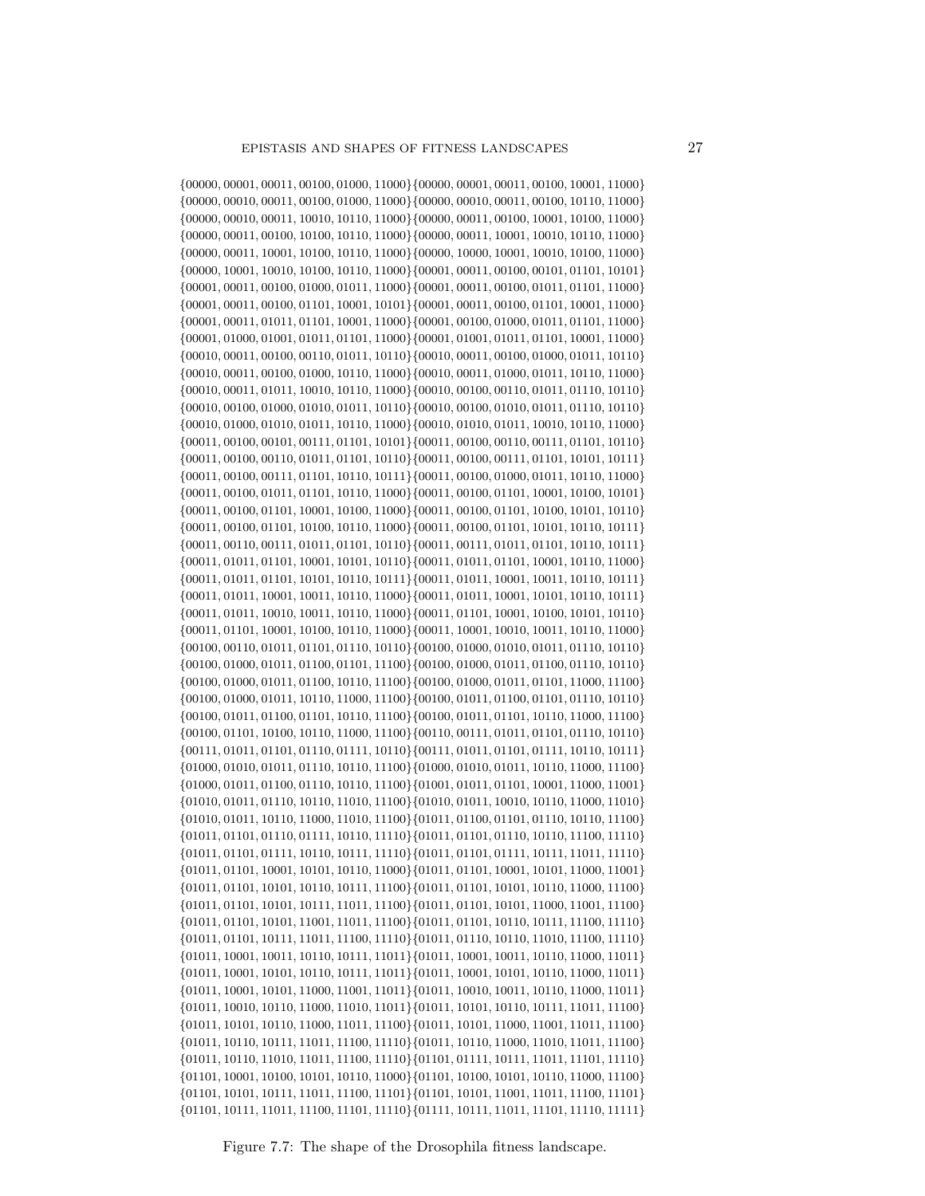{00000, 00001, 00011, 00100, 01000, 11000}{00000, 00001, 00011, 00100, 10001, 11000}
{00000, 00010, 00011, 00100, 01000, 11000}{00000, 00010, 00011, 00100, 10110, 11000}
{00000, 00010, 00011, 10010, 10110, 11000}{00000, 00011, 00100, 10001, 10100, 11000}
{00000, 00011, 00100, 10100, 10110, 11000}{00000, 00011, 10001, 10010, 10110, 11000}
{00000, 00011, 10001, 10100, 10110, 11000}{00000, 10000, 10001, 10010, 10100, 11000}
{00000, 10001, 10010, 10100, 10110, 11000}{00001, 00011, 00100, 00101, 01101, 10101}
{00001, 00011, 00100, 01000, 01011, 11000}{00001, 00011, 00100, 01011, 01101, 11000}
{00001, 00011, 00100, 01101, 10001, 10101}{00001, 00011, 00100, 01101, 10001, 11000}
{00001, 00011, 01011, 01101, 10001, 11000}{00001, 00100, 01000, 01011, 01101, 11000}
{00001, 01000, 01001, 01011, 01101, 11000}{00001, 01001, 01011, 01101, 10001, 11000}
{00010, 00011, 00100, 00110, 01011, 10110}{00010, 00011, 00100, 01000, 01011, 10110}
{00010, 00011, 00100, 01000, 10110, 11000}{00010, 00011, 01000, 01011, 10110, 11000}
{00010, 00011, 01011, 10010, 10110, 11000}{00010, 00100, 00110, 01011, 01110, 10110}
{00010, 00100, 01000, 01010, 01011, 10110}{00010, 00100, 01010, 01011, 01110, 10110}
{00010, 01000, 01010, 01011, 10110, 11000}{00010, 01010, 01011, 10010, 10110, 11000}
{00011, 00100, 00101, 00111, 01101, 10101}{00011, 00100, 00110, 00111, 01101, 10110}
{00011, 00100, 00110, 01011, 01101, 10110}{00011, 00100, 00111, 01101, 10101, 10111}
{00011, 00100, 00111, 01101, 10110, 10111}{00011, 00100, 01000, 01011, 10110, 11000}
{00011, 00100, 01011, 01101, 10110, 11000}{00011, 00100, 01101, 10001, 10100, 10101}
{00011, 00100, 01101, 10001, 10100, 11000}{00011, 00100, 01101, 10100, 10101, 10110}
{00011, 00100, 01101, 10100, 10110, 11000}{00011, 00100, 01101, 10101, 10110, 10111}
{00011, 00110, 00111, 01011, 01101, 10110}{00011, 00111, 01011, 01101, 10110, 10111}
{00011, 01011, 01101, 10001, 10101, 10110}{00011, 01011, 01101, 10001, 10110, 11000}
{00011, 01011, 01101, 10101, 10110, 10111}{00011, 01011, 10001, 10011, 10110, 10111}
{00011, 01011, 10001, 10011, 10110, 11000}{00011, 01011, 10001, 10101, 10110, 10111}
{00011, 01011, 10010, 10011, 10110, 11000}{00011, 01101, 10001, 10100, 10101, 10110}
{00011, 01101, 10001, 10100, 10110, 11000}{00011, 10001, 10010, 10011, 10110, 11000}
{00100, 00110, 01011, 01101, 01110, 10110}{00100, 01000, 01010, 01011, 01110, 10110}
{00100, 01000, 01011, 01100, 01101, 11100}{00100, 01000, 01011, 01100, 01110, 10110}
{00100, 01000, 01011, 01100, 10110, 11100}{00100, 01000, 01011, 01101, 11000, 11100}
{00100, 01000, 01011, 10110, 11000, 11100}{00100, 01011, 01100, 01101, 01110, 10110}
{00100, 01011, 01100, 01101, 10110, 11100}{00100, 01011, 01101, 10110, 11000, 11100}
{00100, 01101, 10100, 10110, 11000, 11100}{00110, 00111, 01011, 01101, 01110, 10110}
{00111, 01011, 01101, 01110, 01111, 10110}{00111, 01011, 01101, 01111, 10110, 10111}
{01000, 01010, 01011, 01110, 10110, 11100}{01000, 01010, 01011, 10110, 11000, 11100}
{01000, 01011, 01100, 01110, 10110, 11100}{01001, 01011, 01101, 10001, 11000, 11001}
{01010, 01011, 01110, 10110, 11010, 11100}{01010, 01011, 10010, 10110, 11000, 11010}
{01010, 01011, 10110, 11000, 11010, 11100}{01011, 01100, 01101, 01110, 10110, 11100}
{01011, 01101, 01110, 01111, 10110, 11110}{01011, 01101, 01110, 10110, 11100, 11110}
{01011, 01101, 01111, 10110, 10111, 11110}{01011, 01101, 01111, 10111, 11011, 11110}
{01011, 01101, 10001, 10101, 10110, 11000}{01011, 01101, 10001, 10101, 11000, 11001}
{01011, 01101, 10101, 10110, 10111, 11100}{01011, 01101, 10101, 10110, 11000, 11100}
{01011, 01101, 10101, 10111, 11011, 11100}{01011, 01101, 10101, 11000, 11001, 11100}
{01011, 01101, 10101, 11001, 11011, 11100}{01011, 01101, 10110, 10111, 11100, 11110}
{01011, 01101, 10111, 11011, 11100, 11110}{01011, 01110, 10110, 11010, 11100, 11110}
{01011, 10001, 10011, 10110, 10111, 11011}{01011, 10001, 10011, 10110, 11000, 11011}
{01011, 10001, 10101, 10110, 10111, 11011}{01011, 10001, 10101, 10110, 11000, 11011}
{01011, 10001, 10101, 11000, 11001, 11011}{01011, 10010, 10011, 10110, 11000, 11011}
{01011, 10010, 10110, 11000, 11010, 11011}{01011, 10101, 10110, 10111, 11011, 11100}
{01011, 10101, 10110, 11000, 11011, 11100}{01011, 10101, 11000, 11001, 11011, 11100}
{01011, 10110, 10111, 11011, 11100, 11110}{01011, 10110, 11000, 11010, 11011, 11100}
{01011, 10110, 11010, 11011, 11100, 11110}{01101, 01111, 10111, 11011, 11101, 11110}
{01101, 10001, 10100, 10101, 10110, 11000}{01101, 10100, 10101, 10110, 11000, 11100}
{01101, 10101, 10111, 11011, 11100, 11101}{01101, 10101, 11001, 11011, 11100, 11101}
{01101, 10111, 11011, 11100, 11101, 11110}{01111, 10111, 11011, 11101, 11110, 11111}

Figure 7.7: The shape of the Drosophila fitness landscape.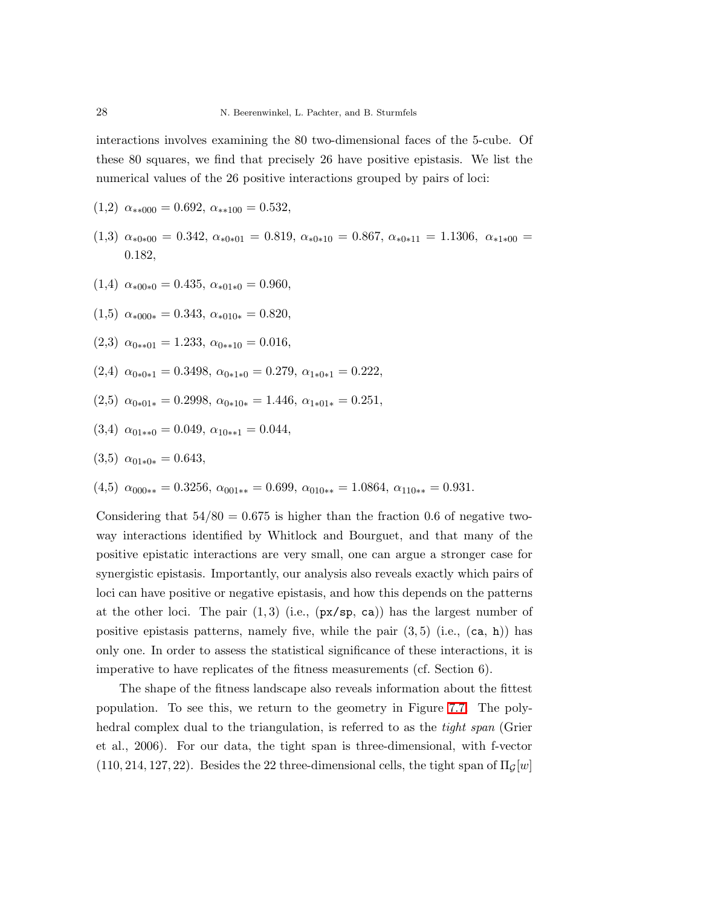interactions involves examining the 80 two-dimensional faces of the 5-cube. Of these 80 squares, we find that precisely 26 have positive epistasis. We list the numerical values of the 26 positive interactions grouped by pairs of loci:

(1,2) $\alpha_{**000} = 0.692$, $\alpha_{**100} = 0.532$,

(1,3) $\alpha_{*0*00} = 0.342$, $\alpha_{*0*01} = 0.819$, $\alpha_{*0*10} = 0.867$, $\alpha_{*0*11} = 1.1306$, $\alpha_{*1*00} = 0.182$,

(1,4) $\alpha_{*00*0} = 0.435$, $\alpha_{*01*0} = 0.960$,

(1,5) $\alpha_{*000*} = 0.343$, $\alpha_{*010*} = 0.820$,

(2,3) $\alpha_{0**01} = 1.233$, $\alpha_{0**10} = 0.016$,

(2,4) $\alpha_{0*0*1} = 0.3498$, $\alpha_{0*1*0} = 0.279$, $\alpha_{1*0*1} = 0.222$,

(2,5) $\alpha_{0*01*} = 0.2998$, $\alpha_{0*10*} = 1.446$, $\alpha_{1*01*} = 0.251$,

(3,4) $\alpha_{01**0} = 0.049$, $\alpha_{10**1} = 0.044$,

(3,5) $\alpha_{01*0*} = 0.643$,

(4,5) $\alpha_{000**} = 0.3256$, $\alpha_{001**} = 0.699$, $\alpha_{010**} = 1.0864$, $\alpha_{110**} = 0.931$.

Considering that $54/80 = 0.675$ is higher than the fraction 0.6 of negative two-way interactions identified by Whitlock and Bourguet, and that many of the positive epistatic interactions are very small, one can argue a stronger case for synergistic epistasis. Importantly, our analysis also reveals exactly which pairs of loci can have positive or negative epistasis, and how this depends on the patterns at the other loci. The pair $(1,3)$ (i.e., (`px/sp`, `ca`)) has the largest number of positive epistasis patterns, namely five, while the pair $(3,5)$ (i.e., (`ca`, `h`)) has only one. In order to assess the statistical significance of these interactions, it is imperative to have replicates of the fitness measurements (cf. Section 6).

The shape of the fitness landscape also reveals information about the fittest population. To see this, we return to the geometry in Figure 7.7. The polyhedral complex dual to the triangulation, is referred to as the *tight span* (Grier et al., 2006). For our data, the tight span is three-dimensional, with f-vector $(110, 214, 127, 22)$. Besides the 22 three-dimensional cells, the tight span of $\Pi_{\mathcal{G}}[w]$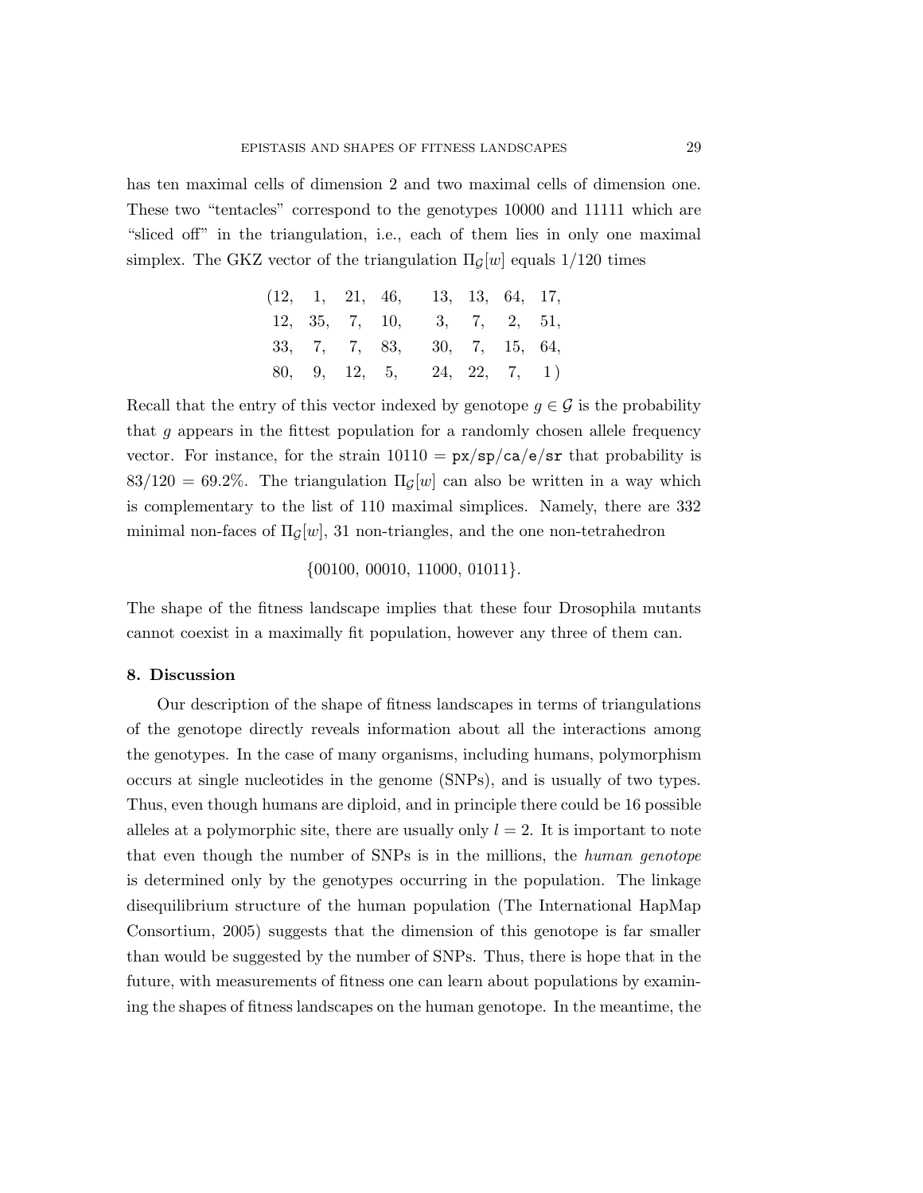has ten maximal cells of dimension 2 and two maximal cells of dimension one. These two "tentacles" correspond to the genotypes 10000 and 11111 which are "sliced off" in the triangulation, i.e., each of them lies in only one maximal simplex. The GKZ vector of the triangulation $\Pi_{\mathcal{G}}[w]$ equals 1/120 times

$$
\begin{array}{llllllll}
(12, & 1, & 21, & 46, & 13, & 13, & 64, & 17, \\
12, & 35, & 7, & 10, & 3, & 7, & 2, & 51, \\
33, & 7, & 7, & 83, & 30, & 7, & 15, & 64, \\
80, & 9, & 12, & 5, & 24, & 22, & 7, & 1\,)
\end{array}
$$

Recall that the entry of this vector indexed by genotope $g \in \mathcal{G}$ is the probability that $g$ appears in the fittest population for a randomly chosen allele frequency vector. For instance, for the strain $10110 = \texttt{px/sp/ca/e/sr}$ that probability is $83/120 = 69.2\%$. The triangulation $\Pi_{\mathcal{G}}[w]$ can also be written in a way which is complementary to the list of 110 maximal simplices. Namely, there are 332 minimal non-faces of $\Pi_{\mathcal{G}}[w]$, 31 non-triangles, and the one non-tetrahedron

$$\{00100,\ 00010,\ 11000,\ 01011\}.$$

The shape of the fitness landscape implies that these four Drosophila mutants cannot coexist in a maximally fit population, however any three of them can.

## 8. Discussion

Our description of the shape of fitness landscapes in terms of triangulations of the genotope directly reveals information about all the interactions among the genotypes. In the case of many organisms, including humans, polymorphism occurs at single nucleotides in the genome (SNPs), and is usually of two types. Thus, even though humans are diploid, and in principle there could be 16 possible alleles at a polymorphic site, there are usually only $l = 2$. It is important to note that even though the number of SNPs is in the millions, the *human genotope* is determined only by the genotypes occurring in the population. The linkage disequilibrium structure of the human population (The International HapMap Consortium, 2005) suggests that the dimension of this genotope is far smaller than would be suggested by the number of SNPs. Thus, there is hope that in the future, with measurements of fitness one can learn about populations by examining the shapes of fitness landscapes on the human genotope. In the meantime, the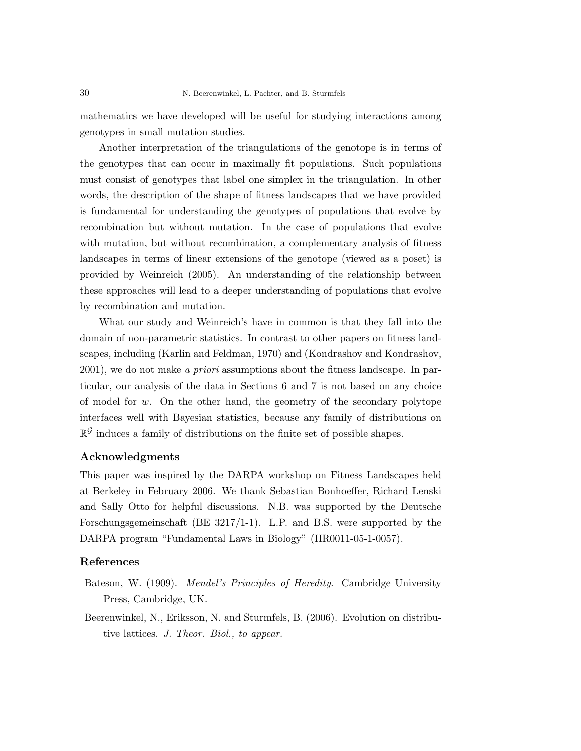mathematics we have developed will be useful for studying interactions among genotypes in small mutation studies.

Another interpretation of the triangulations of the genotope is in terms of the genotypes that can occur in maximally fit populations. Such populations must consist of genotypes that label one simplex in the triangulation. In other words, the description of the shape of fitness landscapes that we have provided is fundamental for understanding the genotypes of populations that evolve by recombination but without mutation. In the case of populations that evolve with mutation, but without recombination, a complementary analysis of fitness landscapes in terms of linear extensions of the genotope (viewed as a poset) is provided by Weinreich (2005). An understanding of the relationship between these approaches will lead to a deeper understanding of populations that evolve by recombination and mutation.

What our study and Weinreich's have in common is that they fall into the domain of non-parametric statistics. In contrast to other papers on fitness landscapes, including (Karlin and Feldman, 1970) and (Kondrashov and Kondrashov, 2001), we do not make *a priori* assumptions about the fitness landscape. In particular, our analysis of the data in Sections 6 and 7 is not based on any choice of model for $w$. On the other hand, the geometry of the secondary polytope interfaces well with Bayesian statistics, because any family of distributions on $\mathbb{R}^{\mathcal{G}}$ induces a family of distributions on the finite set of possible shapes.

## Acknowledgments

This paper was inspired by the DARPA workshop on Fitness Landscapes held at Berkeley in February 2006. We thank Sebastian Bonhoeffer, Richard Lenski and Sally Otto for helpful discussions. N.B. was supported by the Deutsche Forschungsgemeinschaft (BE 3217/1-1). L.P. and B.S. were supported by the DARPA program "Fundamental Laws in Biology" (HR0011-05-1-0057).

## References

Bateson, W. (1909). *Mendel's Principles of Heredity*. Cambridge University Press, Cambridge, UK.

Beerenwinkel, N., Eriksson, N. and Sturmfels, B. (2006). Evolution on distributive lattices. *J. Theor. Biol., to appear.*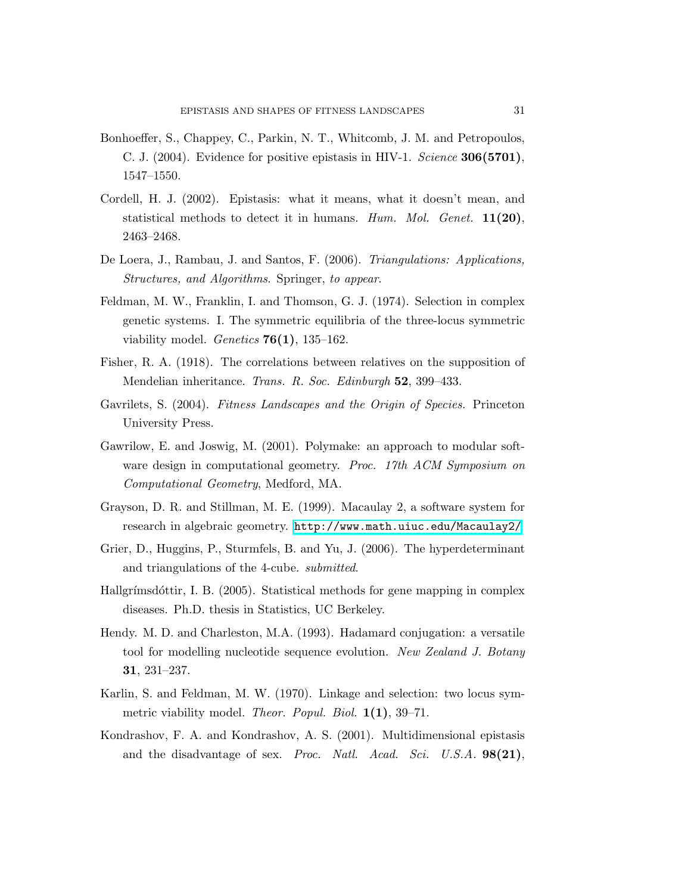Bonhoeffer, S., Chappey, C., Parkin, N. T., Whitcomb, J. M. and Petropoulos, C. J. (2004). Evidence for positive epistasis in HIV-1. *Science* **306(5701)**, 1547–1550.

Cordell, H. J. (2002). Epistasis: what it means, what it doesn't mean, and statistical methods to detect it in humans. *Hum. Mol. Genet.* **11(20)**, 2463–2468.

De Loera, J., Rambau, J. and Santos, F. (2006). *Triangulations: Applications, Structures, and Algorithms*. Springer, *to appear*.

Feldman, M. W., Franklin, I. and Thomson, G. J. (1974). Selection in complex genetic systems. I. The symmetric equilibria of the three-locus symmetric viability model. *Genetics* **76(1)**, 135–162.

Fisher, R. A. (1918). The correlations between relatives on the supposition of Mendelian inheritance. *Trans. R. Soc. Edinburgh* **52**, 399–433.

Gavrilets, S. (2004). *Fitness Landscapes and the Origin of Species.* Princeton University Press.

Gawrilow, E. and Joswig, M. (2001). Polymake: an approach to modular software design in computational geometry. *Proc. 17th ACM Symposium on Computational Geometry*, Medford, MA.

Grayson, D. R. and Stillman, M. E. (1999). Macaulay 2, a software system for research in algebraic geometry. http://www.math.uiuc.edu/Macaulay2/

Grier, D., Huggins, P., Sturmfels, B. and Yu, J. (2006). The hyperdeterminant and triangulations of the 4-cube. *submitted*.

Hallgrímsdóttir, I. B. (2005). Statistical methods for gene mapping in complex diseases. Ph.D. thesis in Statistics, UC Berkeley.

Hendy. M. D. and Charleston, M.A. (1993). Hadamard conjugation: a versatile tool for modelling nucleotide sequence evolution. *New Zealand J. Botany* **31**, 231–237.

Karlin, S. and Feldman, M. W. (1970). Linkage and selection: two locus symmetric viability model. *Theor. Popul. Biol.* **1(1)**, 39–71.

Kondrashov, F. A. and Kondrashov, A. S. (2001). Multidimensional epistasis and the disadvantage of sex. *Proc. Natl. Acad. Sci. U.S.A.* **98(21)**,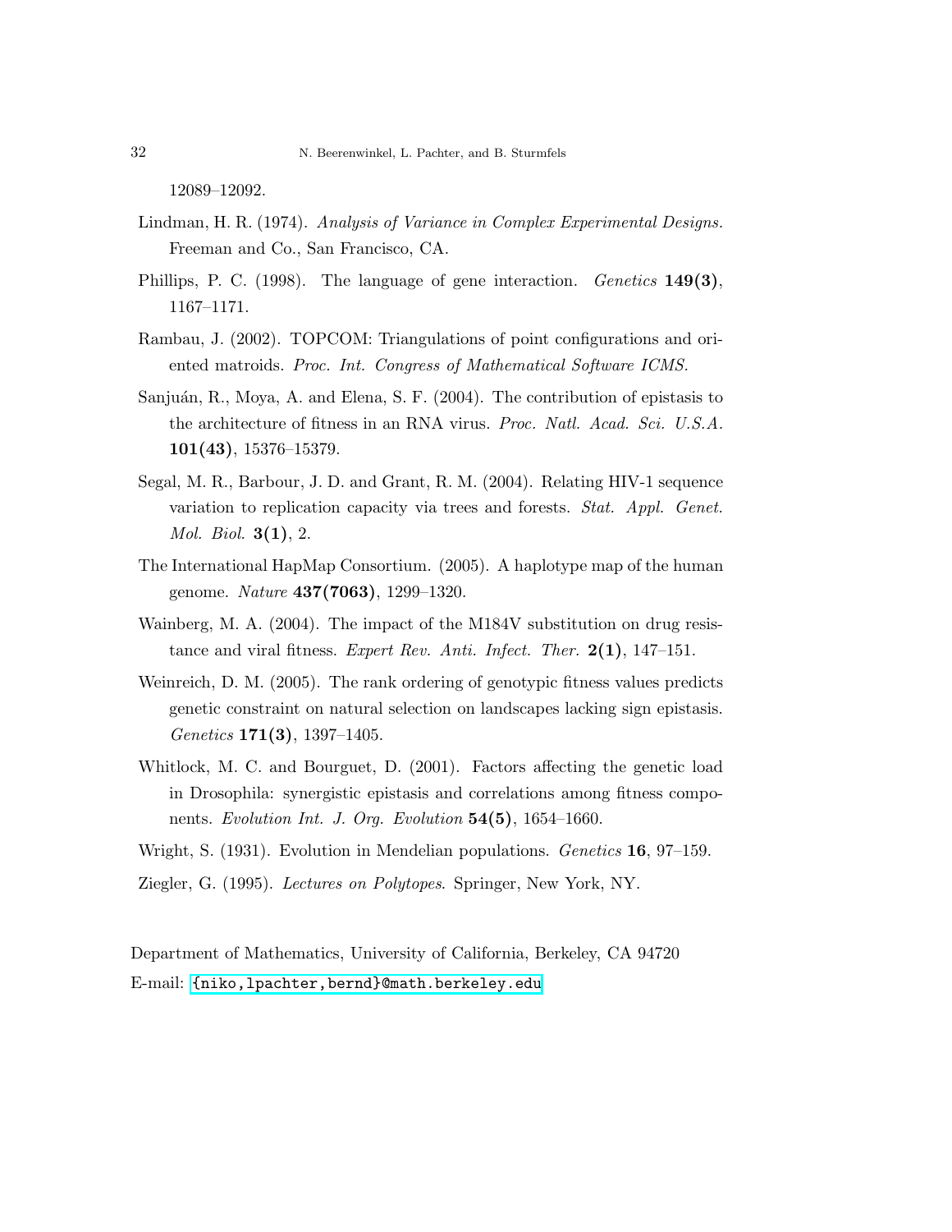12089–12092.

Lindman, H. R. (1974). *Analysis of Variance in Complex Experimental Designs.* Freeman and Co., San Francisco, CA.

Phillips, P. C. (1998). The language of gene interaction. *Genetics* **149(3)**, 1167–1171.

Rambau, J. (2002). TOPCOM: Triangulations of point configurations and oriented matroids. *Proc. Int. Congress of Mathematical Software ICMS.*

Sanjuán, R., Moya, A. and Elena, S. F. (2004). The contribution of epistasis to the architecture of fitness in an RNA virus. *Proc. Natl. Acad. Sci. U.S.A.* **101(43)**, 15376–15379.

Segal, M. R., Barbour, J. D. and Grant, R. M. (2004). Relating HIV-1 sequence variation to replication capacity via trees and forests. *Stat. Appl. Genet. Mol. Biol.* **3(1)**, 2.

The International HapMap Consortium. (2005). A haplotype map of the human genome. *Nature* **437(7063)**, 1299–1320.

Wainberg, M. A. (2004). The impact of the M184V substitution on drug resistance and viral fitness. *Expert Rev. Anti. Infect. Ther.* **2(1)**, 147–151.

Weinreich, D. M. (2005). The rank ordering of genotypic fitness values predicts genetic constraint on natural selection on landscapes lacking sign epistasis. *Genetics* **171(3)**, 1397–1405.

Whitlock, M. C. and Bourguet, D. (2001). Factors affecting the genetic load in Drosophila: synergistic epistasis and correlations among fitness components. *Evolution Int. J. Org. Evolution* **54(5)**, 1654–1660.

Wright, S. (1931). Evolution in Mendelian populations. *Genetics* **16**, 97–159.

Ziegler, G. (1995). *Lectures on Polytopes*. Springer, New York, NY.

Department of Mathematics, University of California, Berkeley, CA 94720
E-mail: {niko,lpachter,bernd}@math.berkeley.edu